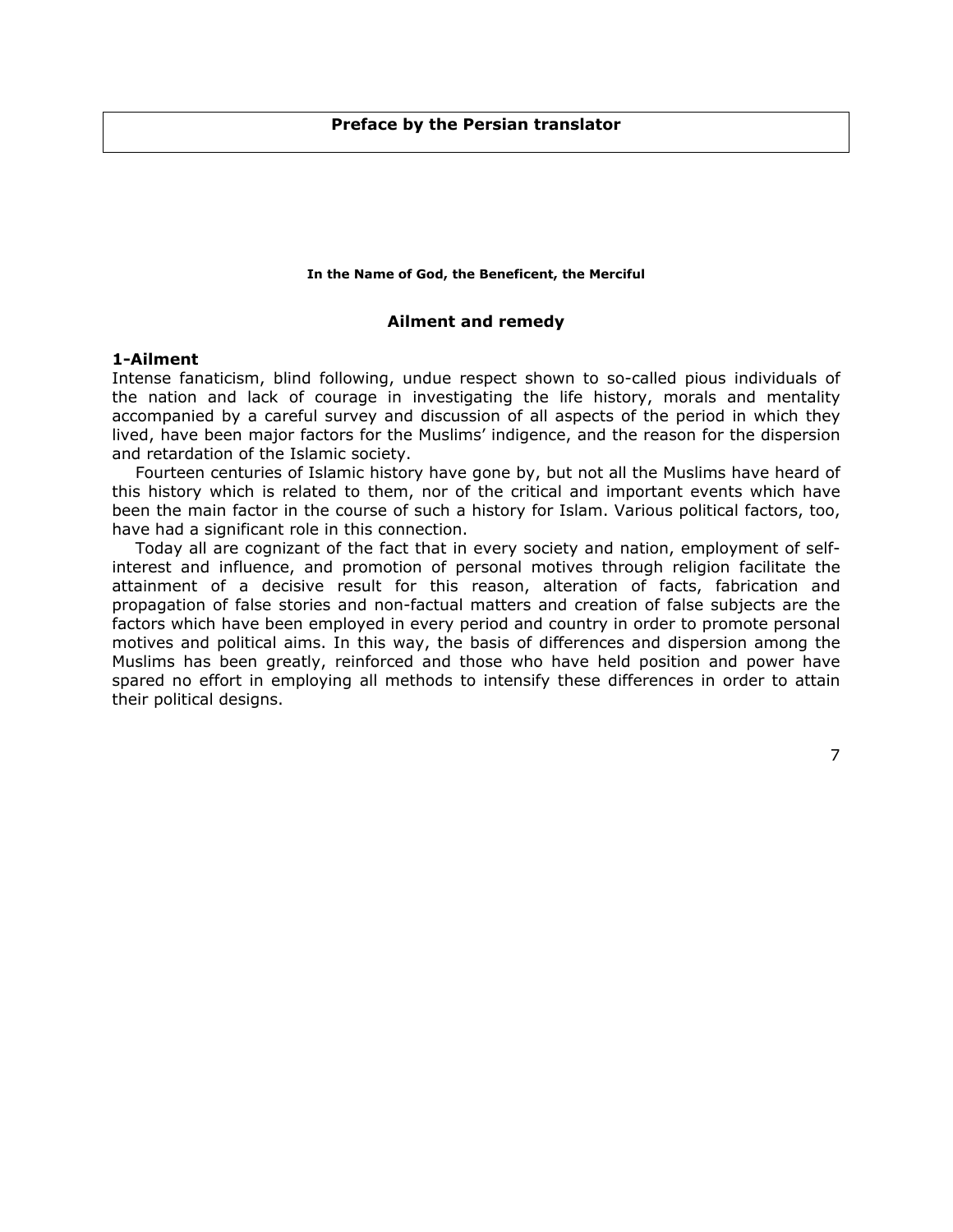# Preface by the Persian translator

**In the Name of God, the Beneficent, the Merciful**

## Ailment and remedy

### 1-Ailment

Intense fanaticism, blind following, undue respect shown to so-called pious individuals of the nation and lack of courage in investigating the life history, morals and mentality accompanied by a careful survey and discussion of all aspects of the period in which they lived, have been major factors for the Muslims' indigence, and the reason for the dispersion and retardation of the Islamic society.

Fourteen centuries of Islamic history have gone by, but not all the Muslims have heard of this history which is related to them, nor of the critical and important events which have been the main factor in the course of such a history for Islam. Various political factors, too, have had a significant role in this connection.

Today all are cognizant of the fact that in every society and nation, employment of self-interest and influence, and promotion of personal motives through religion facilitate the attainment of a decisive result for this reason, alteration of facts, fabrication and propagation of false stories and non-factual matters and creation of false subjects are the factors which have been employed in every period and country in order to promote personal motives and political aims. In this way, the basis of differences and dispersion among the Muslims has been greatly, reinforced and those who have held position and power have spared no effort in employing all methods to intensify these differences in order to attain their political designs.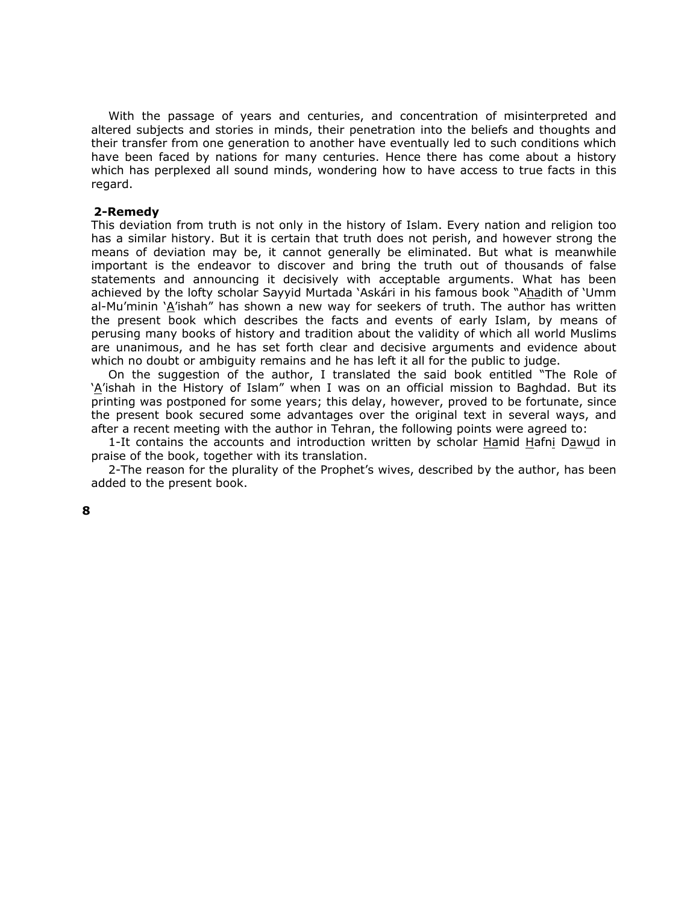With the passage of years and centuries, and concentration of misinterpreted and altered subjects and stories in minds, their penetration into the beliefs and thoughts and their transfer from one generation to another have eventually led to such conditions which have been faced by nations for many centuries. Hence there has come about a history which has perplexed all sound minds, wondering how to have access to true facts in this regard.

**2-Remedy**

This deviation from truth is not only in the history of Islam. Every nation and religion too has a similar history. But it is certain that truth does not perish, and however strong the means of deviation may be, it cannot generally be eliminated. But what is meanwhile important is the endeavor to discover and bring the truth out of thousands of false statements and announcing it decisively with acceptable arguments. What has been achieved by the lofty scholar Sayyid Murtada 'Askári in his famous book "Ahadith of 'Umm al-Mu'minin 'A'ishah" has shown a new way for seekers of truth. The author has written the present book which describes the facts and events of early Islam, by means of perusing many books of history and tradition about the validity of which all world Muslims are unanimous, and he has set forth clear and decisive arguments and evidence about which no doubt or ambiguity remains and he has left it all for the public to judge.

On the suggestion of the author, I translated the said book entitled "The Role of 'A'ishah in the History of Islam" when I was on an official mission to Baghdad. But its printing was postponed for some years; this delay, however, proved to be fortunate, since the present book secured some advantages over the original text in several ways, and after a recent meeting with the author in Tehran, the following points were agreed to:

1-It contains the accounts and introduction written by scholar Hamid Hafni Dawud in praise of the book, together with its translation.

2-The reason for the plurality of the Prophet's wives, described by the author, has been added to the present book.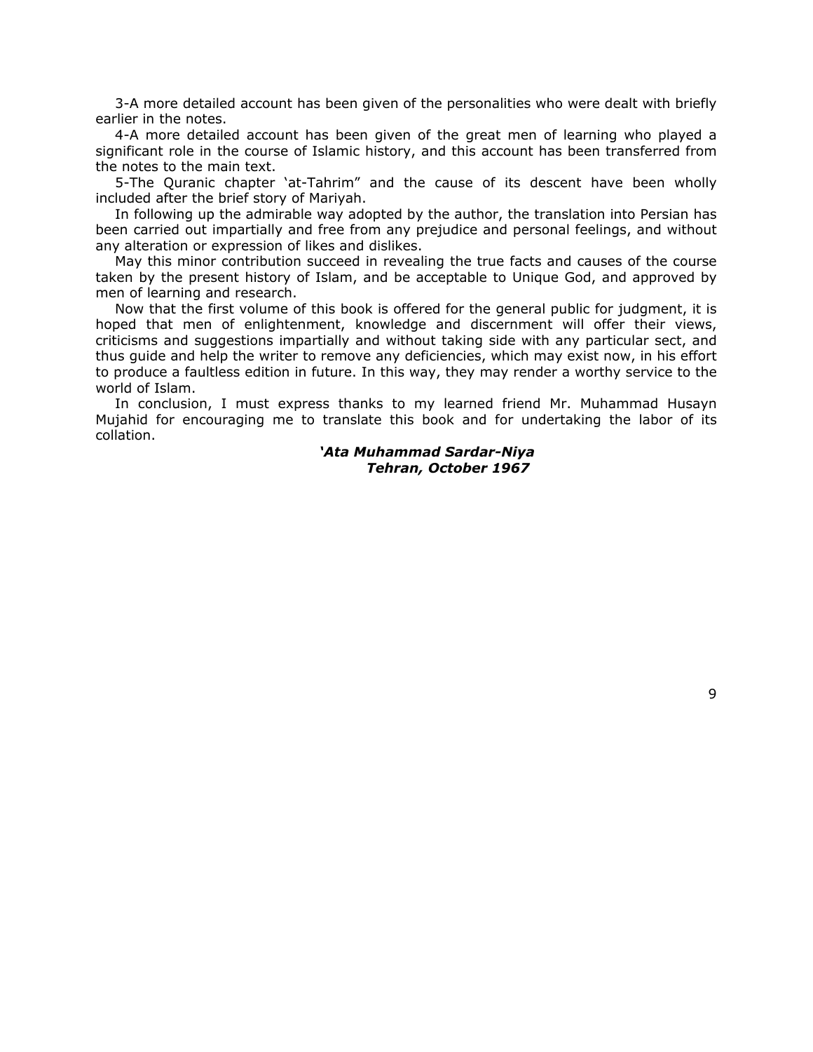3-A more detailed account has been given of the personalities who were dealt with briefly earlier in the notes.

4-A more detailed account has been given of the great men of learning who played a significant role in the course of Islamic history, and this account has been transferred from the notes to the main text.

5-The Quranic chapter 'at-Tahrim" and the cause of its descent have been wholly included after the brief story of Mariyah.

In following up the admirable way adopted by the author, the translation into Persian has been carried out impartially and free from any prejudice and personal feelings, and without any alteration or expression of likes and dislikes.

May this minor contribution succeed in revealing the true facts and causes of the course taken by the present history of Islam, and be acceptable to Unique God, and approved by men of learning and research.

Now that the first volume of this book is offered for the general public for judgment, it is hoped that men of enlightenment, knowledge and discernment will offer their views, criticisms and suggestions impartially and without taking side with any particular sect, and thus guide and help the writer to remove any deficiencies, which may exist now, in his effort to produce a faultless edition in future. In this way, they may render a worthy service to the world of Islam.

In conclusion, I must express thanks to my learned friend Mr. Muhammad Husayn Mujahid for encouraging me to translate this book and for undertaking the labor of its collation.

***'Ata Muhammad Sardar-Niya***
***Tehran, October 1967***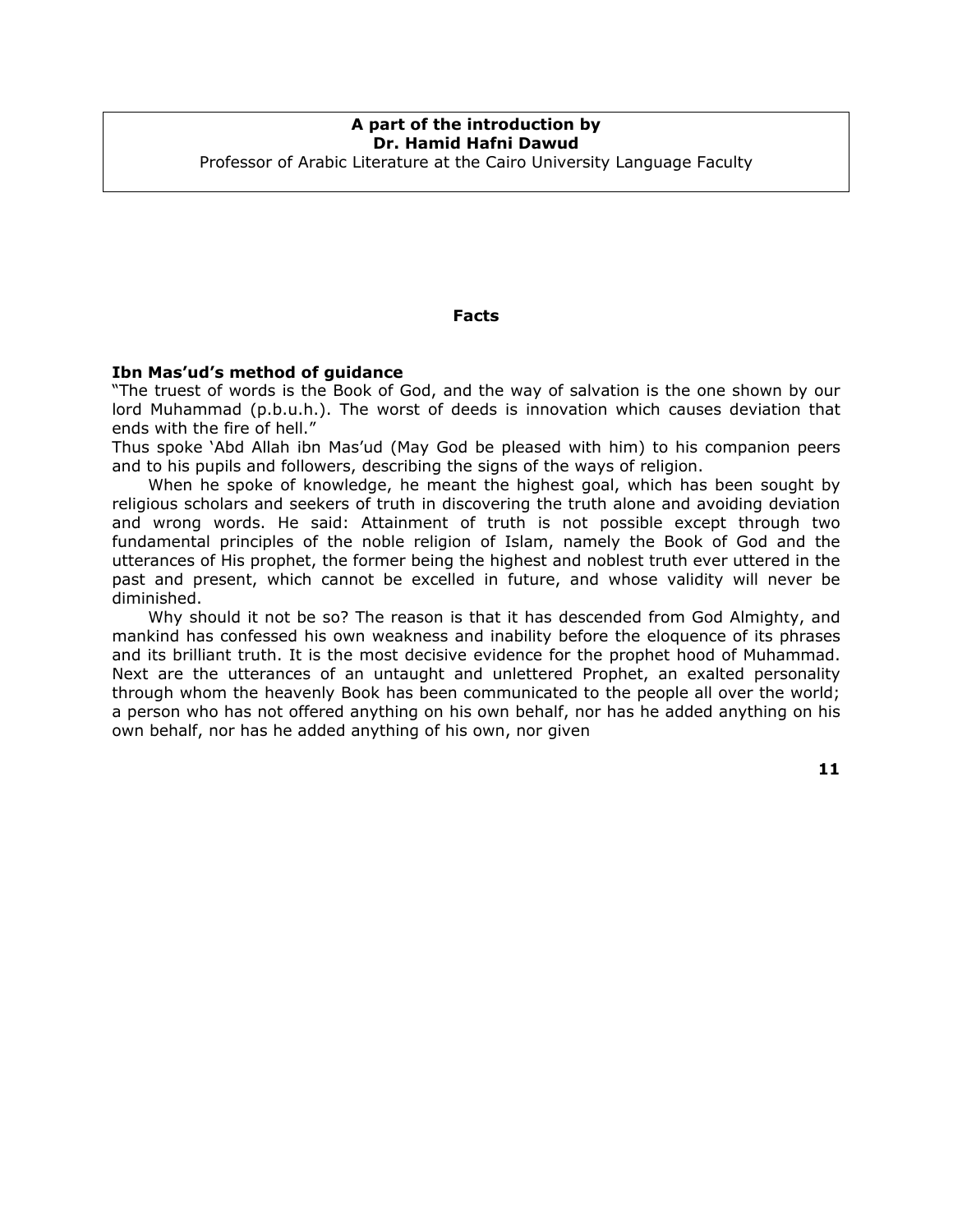**A part of the introduction by**
**Dr. Hamid Hafni Dawud**
Professor of Arabic Literature at the Cairo University Language Faculty

## Facts

### Ibn Mas'ud's method of guidance

"The truest of words is the Book of God, and the way of salvation is the one shown by our lord Muhammad (p.b.u.h.). The worst of deeds is innovation which causes deviation that ends with the fire of hell."

Thus spoke 'Abd Allah ibn Mas'ud (May God be pleased with him) to his companion peers and to his pupils and followers, describing the signs of the ways of religion.

When he spoke of knowledge, he meant the highest goal, which has been sought by religious scholars and seekers of truth in discovering the truth alone and avoiding deviation and wrong words. He said: Attainment of truth is not possible except through two fundamental principles of the noble religion of Islam, namely the Book of God and the utterances of His prophet, the former being the highest and noblest truth ever uttered in the past and present, which cannot be excelled in future, and whose validity will never be diminished.

Why should it not be so? The reason is that it has descended from God Almighty, and mankind has confessed his own weakness and inability before the eloquence of its phrases and its brilliant truth. It is the most decisive evidence for the prophet hood of Muhammad. Next are the utterances of an untaught and unlettered Prophet, an exalted personality through whom the heavenly Book has been communicated to the people all over the world; a person who has not offered anything on his own behalf, nor has he added anything on his own behalf, nor has he added anything of his own, nor given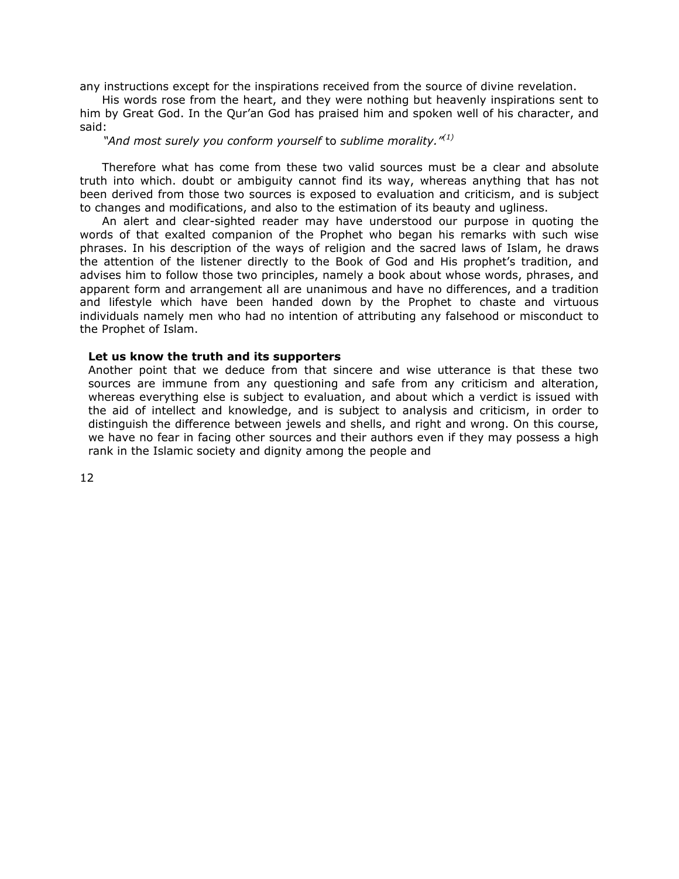any instructions except for the inspirations received from the source of divine revelation.

His words rose from the heart, and they were nothing but heavenly inspirations sent to him by Great God. In the Qur'an God has praised him and spoken well of his character, and said:

*"And most surely you conform yourself* to *sublime morality."*[1]

Therefore what has come from these two valid sources must be a clear and absolute truth into which. doubt or ambiguity cannot find its way, whereas anything that has not been derived from those two sources is exposed to evaluation and criticism, and is subject to changes and modifications, and also to the estimation of its beauty and ugliness.

An alert and clear-sighted reader may have understood our purpose in quoting the words of that exalted companion of the Prophet who began his remarks with such wise phrases. In his description of the ways of religion and the sacred laws of Islam, he draws the attention of the listener directly to the Book of God and His prophet's tradition, and advises him to follow those two principles, namely a book about whose words, phrases, and apparent form and arrangement all are unanimous and have no differences, and a tradition and lifestyle which have been handed down by the Prophet to chaste and virtuous individuals namely men who had no intention of attributing any falsehood or misconduct to the Prophet of Islam.

**Let us know the truth and its supporters**

Another point that we deduce from that sincere and wise utterance is that these two sources are immune from any questioning and safe from any criticism and alteration, whereas everything else is subject to evaluation, and about which a verdict is issued with the aid of intellect and knowledge, and is subject to analysis and criticism, in order to distinguish the difference between jewels and shells, and right and wrong. On this course, we have no fear in facing other sources and their authors even if they may possess a high rank in the Islamic society and dignity among the people and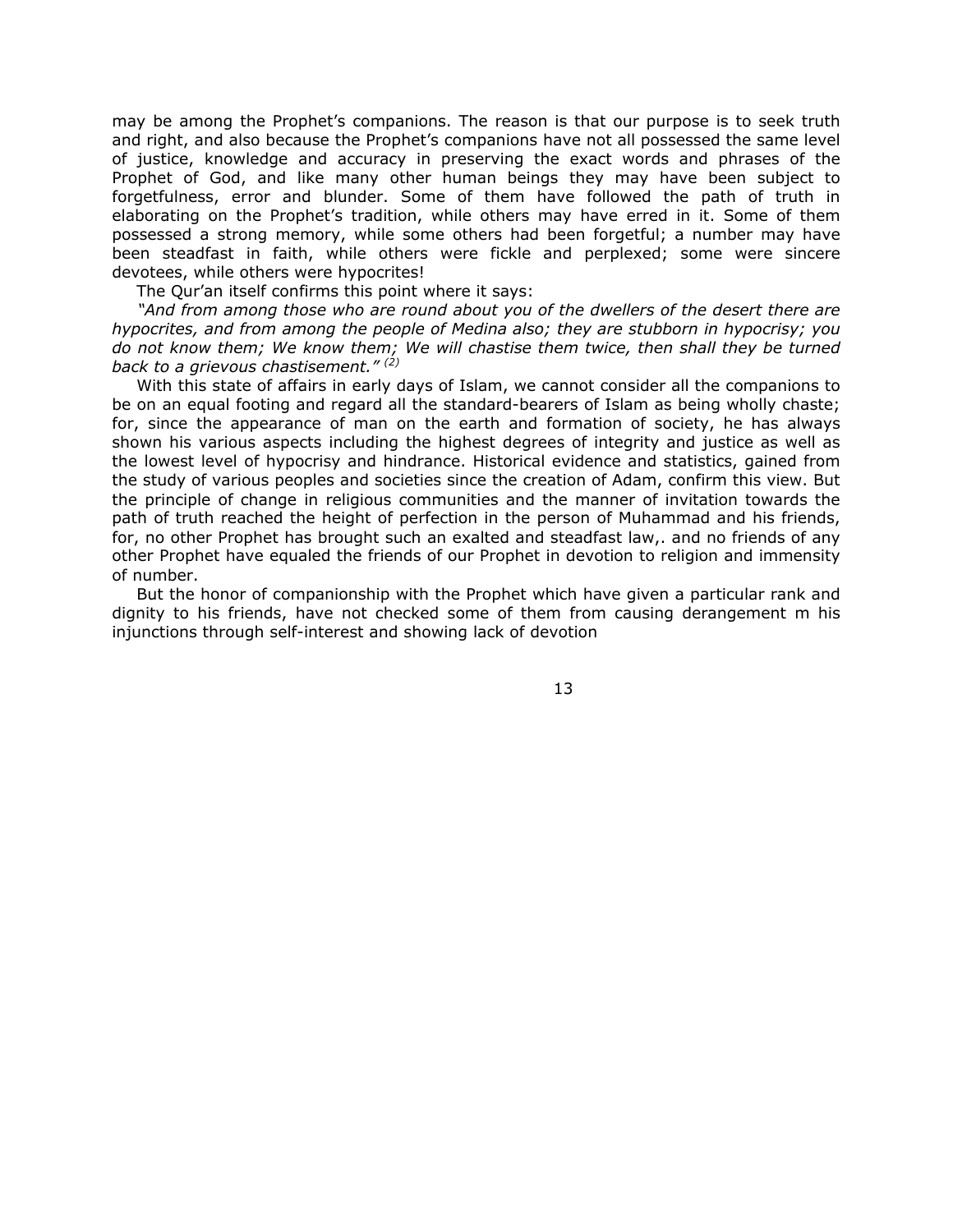may be among the Prophet's companions. The reason is that our purpose is to seek truth and right, and also because the Prophet's companions have not all possessed the same level of justice, knowledge and accuracy in preserving the exact words and phrases of the Prophet of God, and like many other human beings they may have been subject to forgetfulness, error and blunder. Some of them have followed the path of truth in elaborating on the Prophet's tradition, while others may have erred in it. Some of them possessed a strong memory, while some others had been forgetful; a number may have been steadfast in faith, while others were fickle and perplexed; some were sincere devotees, while others were hypocrites!

The Qur'an itself confirms this point where it says:

*"And from among those who are round about you of the dwellers of the desert there are hypocrites, and from among the people of Medina also; they are stubborn in hypocrisy; you do not know them; We know them; We will chastise them twice, then shall they be turned back to a grievous chastisement."* [(2)]

With this state of affairs in early days of Islam, we cannot consider all the companions to be on an equal footing and regard all the standard-bearers of Islam as being wholly chaste; for, since the appearance of man on the earth and formation of society, he has always shown his various aspects including the highest degrees of integrity and justice as well as the lowest level of hypocrisy and hindrance. Historical evidence and statistics, gained from the study of various peoples and societies since the creation of Adam, confirm this view. But the principle of change in religious communities and the manner of invitation towards the path of truth reached the height of perfection in the person of Muhammad and his friends, for, no other Prophet has brought such an exalted and steadfast law,. and no friends of any other Prophet have equaled the friends of our Prophet in devotion to religion and immensity of number.

But the honor of companionship with the Prophet which have given a particular rank and dignity to his friends, have not checked some of them from causing derangement m his injunctions through self-interest and showing lack of devotion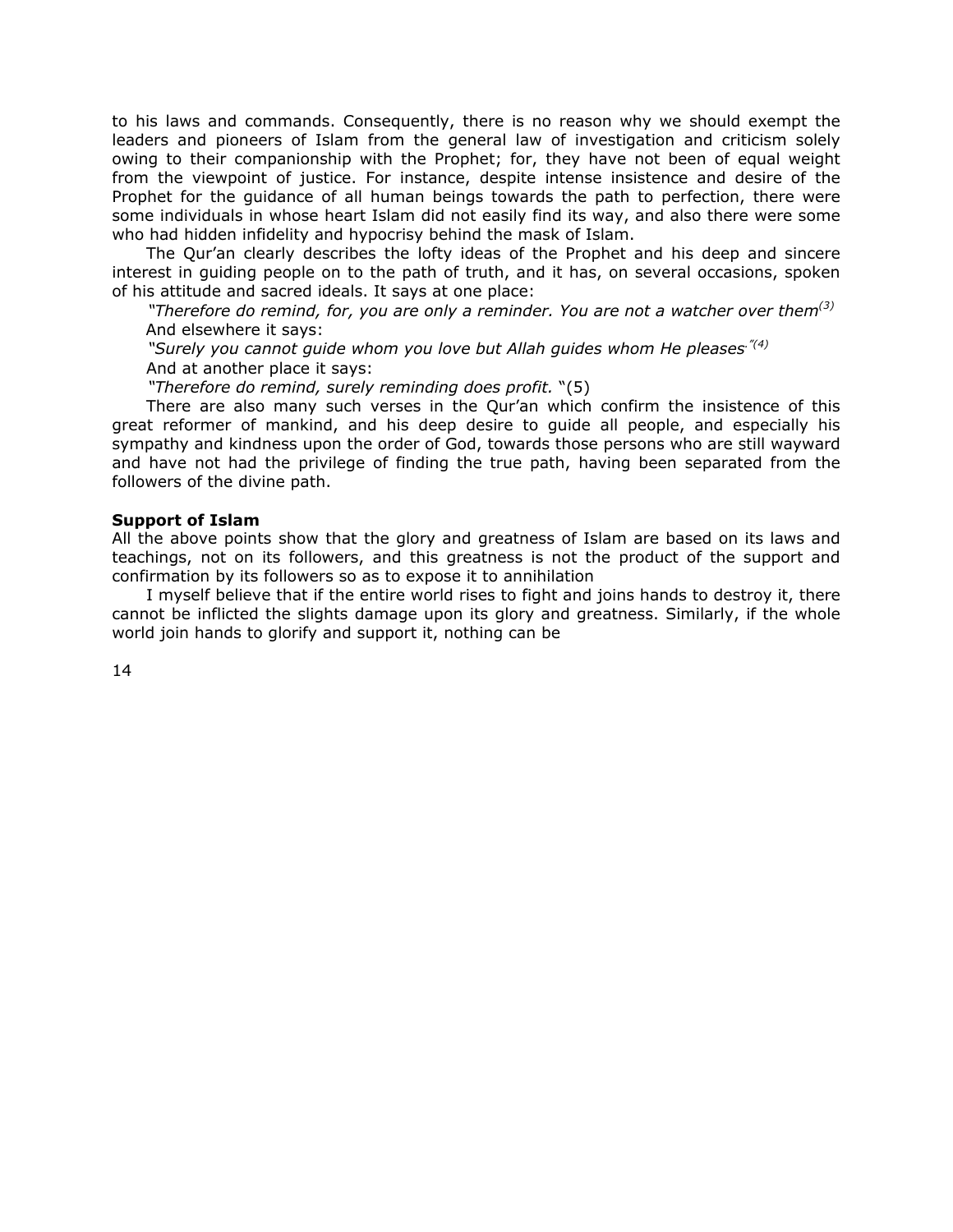to his laws and commands. Consequently, there is no reason why we should exempt the leaders and pioneers of Islam from the general law of investigation and criticism solely owing to their companionship with the Prophet; for, they have not been of equal weight from the viewpoint of justice. For instance, despite intense insistence and desire of the Prophet for the guidance of all human beings towards the path to perfection, there were some individuals in whose heart Islam did not easily find its way, and also there were some who had hidden infidelity and hypocrisy behind the mask of Islam.

The Qur'an clearly describes the lofty ideas of the Prophet and his deep and sincere interest in guiding people on to the path of truth, and it has, on several occasions, spoken of his attitude and sacred ideals. It says at one place:

*"Therefore do remind, for, you are only a reminder. You are not a watcher over them*[3]

And elsewhere it says:

*"Surely you cannot guide whom you love but Allah guides whom He pleases."*[4]

And at another place it says:

*"Therefore do remind, surely reminding does profit.* "(5)

There are also many such verses in the Qur'an which confirm the insistence of this great reformer of mankind, and his deep desire to guide all people, and especially his sympathy and kindness upon the order of God, towards those persons who are still wayward and have not had the privilege of finding the true path, having been separated from the followers of the divine path.

**Support of Islam**

All the above points show that the glory and greatness of Islam are based on its laws and teachings, not on its followers, and this greatness is not the product of the support and confirmation by its followers so as to expose it to annihilation

I myself believe that if the entire world rises to fight and joins hands to destroy it, there cannot be inflicted the slights damage upon its glory and greatness. Similarly, if the whole world join hands to glorify and support it, nothing can be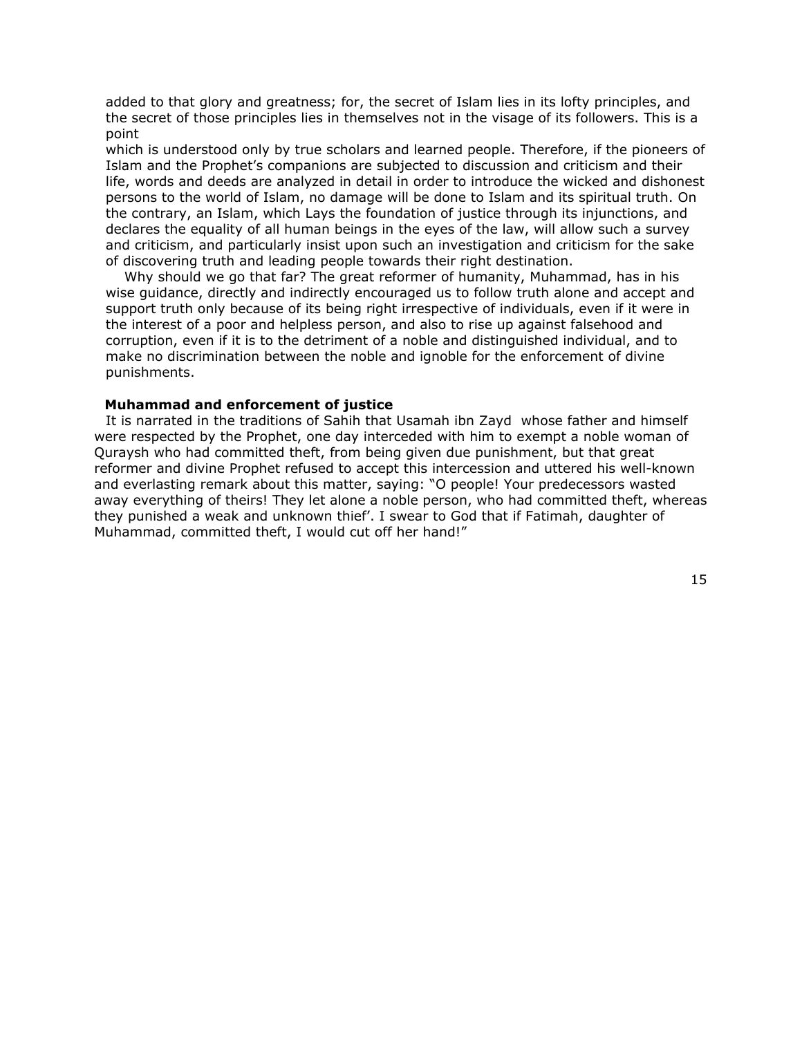added to that glory and greatness; for, the secret of Islam lies in its lofty principles, and the secret of those principles lies in themselves not in the visage of its followers. This is a point which is understood only by true scholars and learned people. Therefore, if the pioneers of Islam and the Prophet's companions are subjected to discussion and criticism and their life, words and deeds are analyzed in detail in order to introduce the wicked and dishonest persons to the world of Islam, no damage will be done to Islam and its spiritual truth. On the contrary, an Islam, which Lays the foundation of justice through its injunctions, and declares the equality of all human beings in the eyes of the law, will allow such a survey and criticism, and particularly insist upon such an investigation and criticism for the sake of discovering truth and leading people towards their right destination.

Why should we go that far? The great reformer of humanity, Muhammad, has in his wise guidance, directly and indirectly encouraged us to follow truth alone and accept and support truth only because of its being right irrespective of individuals, even if it were in the interest of a poor and helpless person, and also to rise up against falsehood and corruption, even if it is to the detriment of a noble and distinguished individual, and to make no discrimination between the noble and ignoble for the enforcement of divine punishments.

### Muhammad and enforcement of justice

It is narrated in the traditions of Sahih that Usamah ibn Zayd whose father and himself were respected by the Prophet, one day interceded with him to exempt a noble woman of Quraysh who had committed theft, from being given due punishment, but that great reformer and divine Prophet refused to accept this intercession and uttered his well-known and everlasting remark about this matter, saying: "O people! Your predecessors wasted away everything of theirs! They let alone a noble person, who had committed theft, whereas they punished a weak and unknown thief'. I swear to God that if Fatimah, daughter of Muhammad, committed theft, I would cut off her hand!"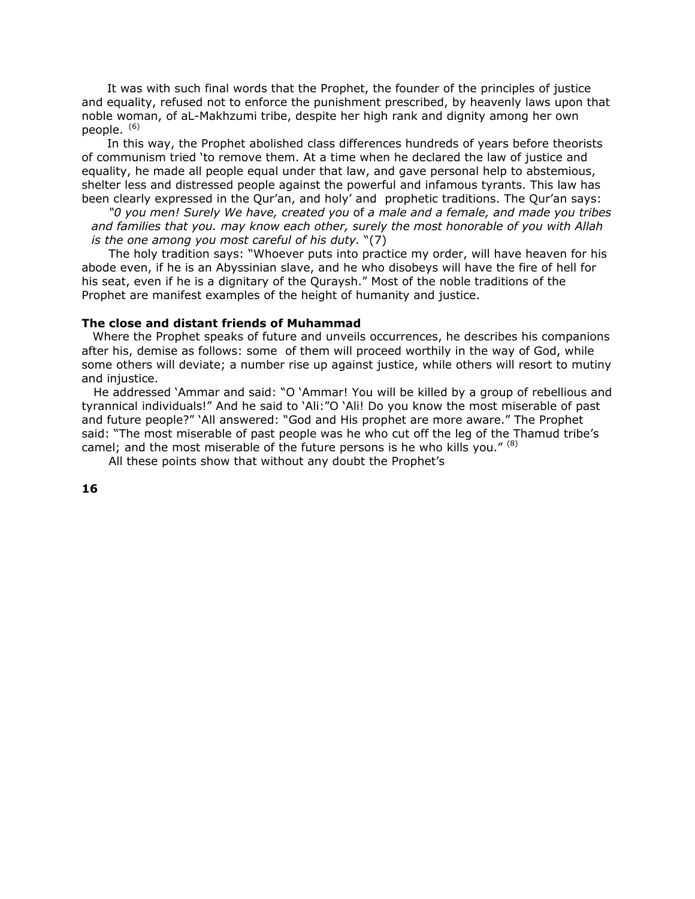It was with such final words that the Prophet, the founder of the principles of justice and equality, refused not to enforce the punishment prescribed, by heavenly laws upon that noble woman, of aL-Makhzumi tribe, despite her high rank and dignity among her own people. (6)

In this way, the Prophet abolished class differences hundreds of years before theorists of communism tried 'to remove them. At a time when he declared the law of justice and equality, he made all people equal under that law, and gave personal help to abstemious, shelter less and distressed people against the powerful and infamous tyrants. This law has been clearly expressed in the Qur'an, and holy' and prophetic traditions. The Qur'an says:

*"0 you men! Surely We have, created you* of *a male and a female, and made you tribes and families that you. may know each other, surely the most honorable of you with Allah is the one among you most careful of his duty.* "(7)

The holy tradition says: "Whoever puts into practice my order, will have heaven for his abode even, if he is an Abyssinian slave, and he who disobeys will have the fire of hell for his seat, even if he is a dignitary of the Quraysh." Most of the noble traditions of the Prophet are manifest examples of the height of humanity and justice.

**The close and distant friends of Muhammad**

Where the Prophet speaks of future and unveils occurrences, he describes his companions after his, demise as follows: some of them will proceed worthily in the way of God, while some others will deviate; a number rise up against justice, while others will resort to mutiny and injustice.

He addressed 'Ammar and said: "O 'Ammar! You will be killed by a group of rebellious and tyrannical individuals!" And he said to 'Ali:"O 'Ali! Do you know the most miserable of past and future people?" 'All answered: "God and His prophet are more aware." The Prophet said: "The most miserable of past people was he who cut off the leg of the Thamud tribe's camel; and the most miserable of the future persons is he who kills you." (8)

All these points show that without any doubt the Prophet's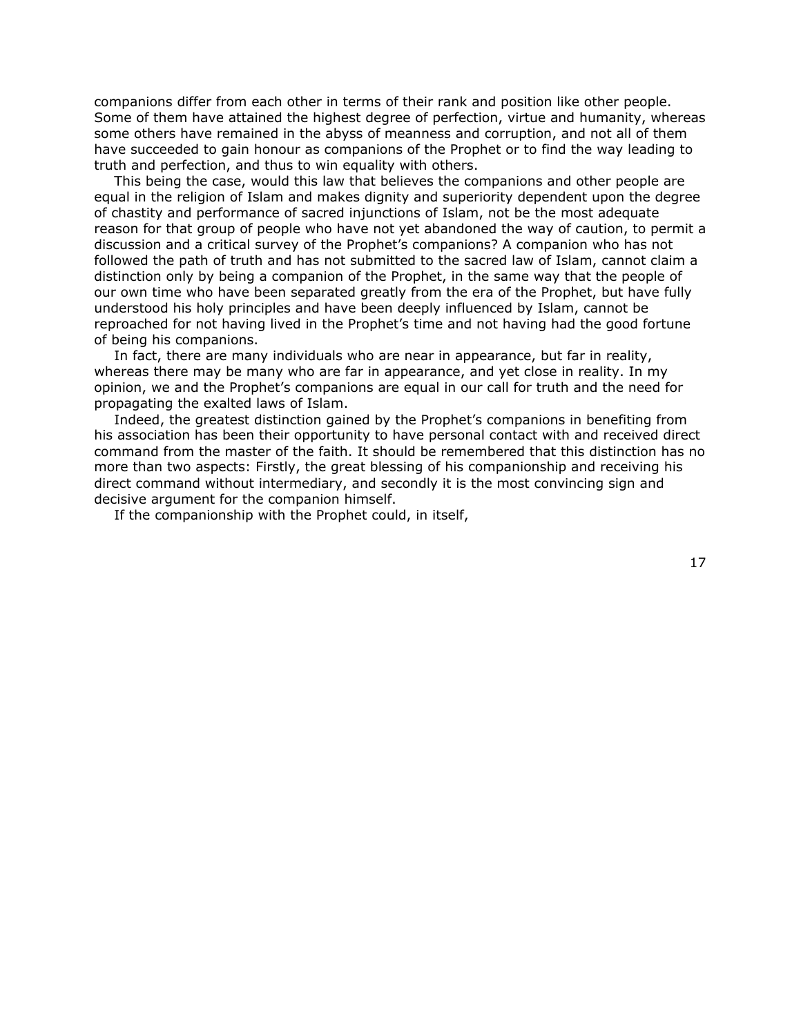companions differ from each other in terms of their rank and position like other people. Some of them have attained the highest degree of perfection, virtue and humanity, whereas some others have remained in the abyss of meanness and corruption, and not all of them have succeeded to gain honour as companions of the Prophet or to find the way leading to truth and perfection, and thus to win equality with others.

This being the case, would this law that believes the companions and other people are equal in the religion of Islam and makes dignity and superiority dependent upon the degree of chastity and performance of sacred injunctions of Islam, not be the most adequate reason for that group of people who have not yet abandoned the way of caution, to permit a discussion and a critical survey of the Prophet's companions? A companion who has not followed the path of truth and has not submitted to the sacred law of Islam, cannot claim a distinction only by being a companion of the Prophet, in the same way that the people of our own time who have been separated greatly from the era of the Prophet, but have fully understood his holy principles and have been deeply influenced by Islam, cannot be reproached for not having lived in the Prophet's time and not having had the good fortune of being his companions.

In fact, there are many individuals who are near in appearance, but far in reality, whereas there may be many who are far in appearance, and yet close in reality. In my opinion, we and the Prophet's companions are equal in our call for truth and the need for propagating the exalted laws of Islam.

Indeed, the greatest distinction gained by the Prophet's companions in benefiting from his association has been their opportunity to have personal contact with and received direct command from the master of the faith. It should be remembered that this distinction has no more than two aspects: Firstly, the great blessing of his companionship and receiving his direct command without intermediary, and secondly it is the most convincing sign and decisive argument for the companion himself.

If the companionship with the Prophet could, in itself,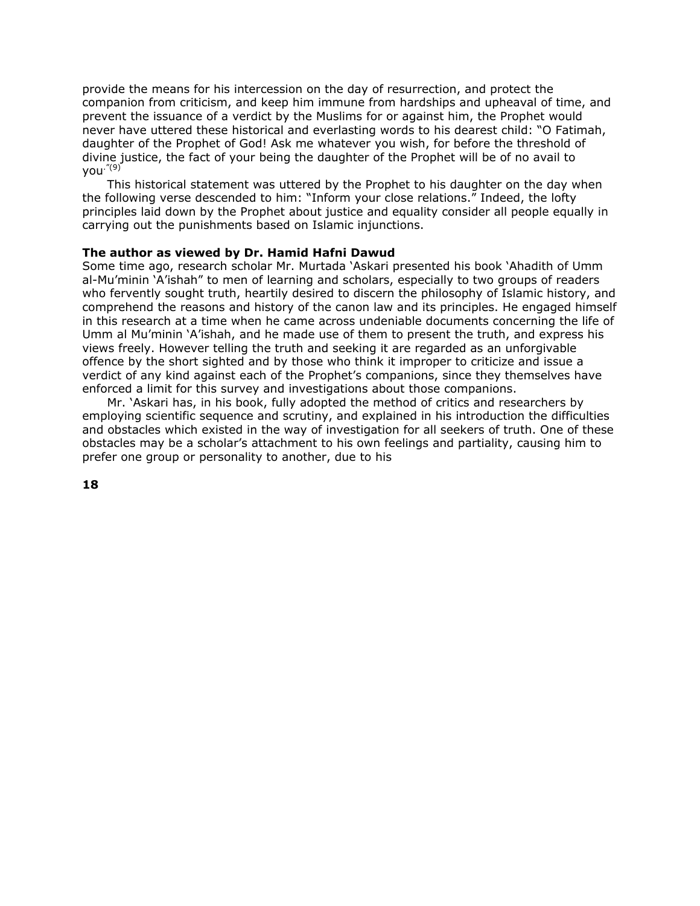provide the means for his intercession on the day of resurrection, and protect the companion from criticism, and keep him immune from hardships and upheaval of time, and prevent the issuance of a verdict by the Muslims for or against him, the Prophet would never have uttered these historical and everlasting words to his dearest child: "O Fatimah, daughter of the Prophet of God! Ask me whatever you wish, for before the threshold of divine justice, the fact of your being the daughter of the Prophet will be of no avail to you."[9]

This historical statement was uttered by the Prophet to his daughter on the day when the following verse descended to him: "Inform your close relations." Indeed, the lofty principles laid down by the Prophet about justice and equality consider all people equally in carrying out the punishments based on Islamic injunctions.

**The author as viewed by Dr. Hamid Hafni Dawud**

Some time ago, research scholar Mr. Murtada 'Askari presented his book 'Ahadith of Umm al-Mu'minin 'A'ishah" to men of learning and scholars, especially to two groups of readers who fervently sought truth, heartily desired to discern the philosophy of Islamic history, and comprehend the reasons and history of the canon law and its principles. He engaged himself in this research at a time when he came across undeniable documents concerning the life of Umm al Mu'minin 'A'ishah, and he made use of them to present the truth, and express his views freely. However telling the truth and seeking it are regarded as an unforgivable offence by the short sighted and by those who think it improper to criticize and issue a verdict of any kind against each of the Prophet's companions, since they themselves have enforced a limit for this survey and investigations about those companions.

Mr. 'Askari has, in his book, fully adopted the method of critics and researchers by employing scientific sequence and scrutiny, and explained in his introduction the difficulties and obstacles which existed in the way of investigation for all seekers of truth. One of these obstacles may be a scholar's attachment to his own feelings and partiality, causing him to prefer one group or personality to another, due to his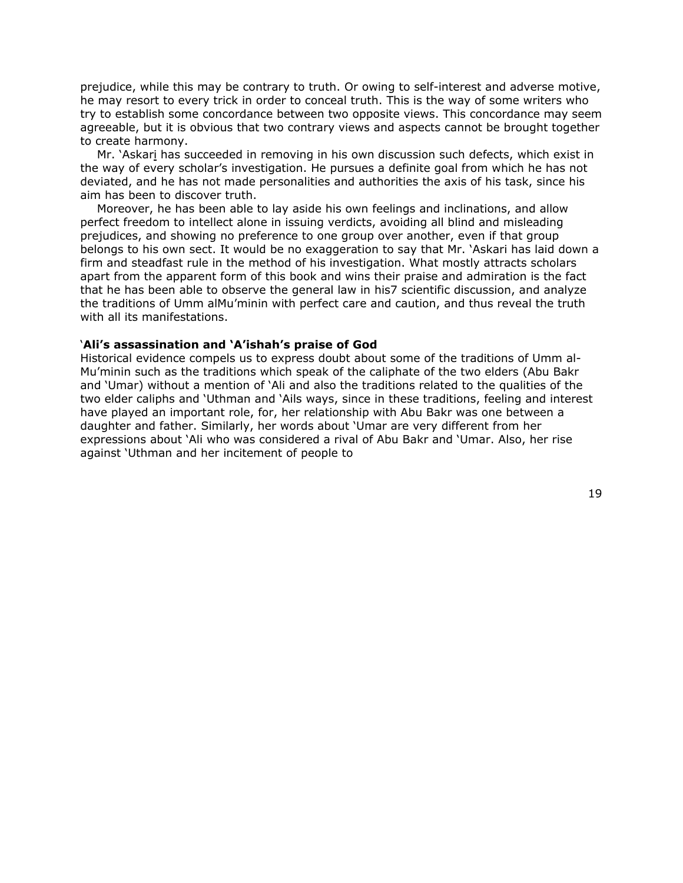prejudice, while this may be contrary to truth. Or owing to self-interest and adverse motive, he may resort to every trick in order to conceal truth. This is the way of some writers who try to establish some concordance between two opposite views. This concordance may seem agreeable, but it is obvious that two contrary views and aspects cannot be brought together to create harmony.

Mr. 'Askari has succeeded in removing in his own discussion such defects, which exist in the way of every scholar's investigation. He pursues a definite goal from which he has not deviated, and he has not made personalities and authorities the axis of his task, since his aim has been to discover truth.

Moreover, he has been able to lay aside his own feelings and inclinations, and allow perfect freedom to intellect alone in issuing verdicts, avoiding all blind and misleading prejudices, and showing no preference to one group over another, even if that group belongs to his own sect. It would be no exaggeration to say that Mr. 'Askari has laid down a firm and steadfast rule in the method of his investigation. What mostly attracts scholars apart from the apparent form of this book and wins their praise and admiration is the fact that he has been able to observe the general law in his7 scientific discussion, and analyze the traditions of Umm alMu'minin with perfect care and caution, and thus reveal the truth with all its manifestations.

### 'Ali's assassination and 'A'ishah's praise of God

Historical evidence compels us to express doubt about some of the traditions of Umm al-Mu'minin such as the traditions which speak of the caliphate of the two elders (Abu Bakr and 'Umar) without a mention of 'Ali and also the traditions related to the qualities of the two elder caliphs and 'Uthman and 'Ails ways, since in these traditions, feeling and interest have played an important role, for, her relationship with Abu Bakr was one between a daughter and father. Similarly, her words about 'Umar are very different from her expressions about 'Ali who was considered a rival of Abu Bakr and 'Umar. Also, her rise against 'Uthman and her incitement of people to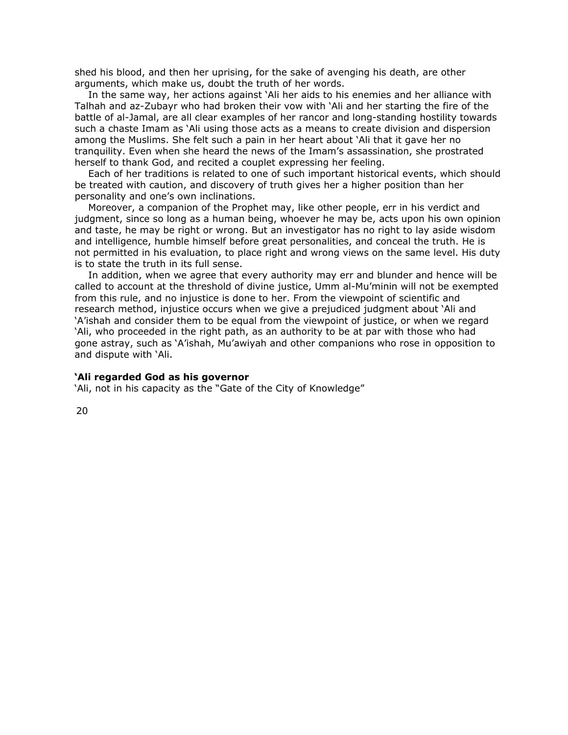shed his blood, and then her uprising, for the sake of avenging his death, are other arguments, which make us, doubt the truth of her words.

In the same way, her actions against ‘Ali her aids to his enemies and her alliance with Talhah and az-Zubayr who had broken their vow with ‘Ali and her starting the fire of the battle of al-Jamal, are all clear examples of her rancor and long-standing hostility towards such a chaste Imam as ‘Ali using those acts as a means to create division and dispersion among the Muslims. She felt such a pain in her heart about ‘Ali that it gave her no tranquility. Even when she heard the news of the Imam’s assassination, she prostrated herself to thank God, and recited a couplet expressing her feeling.

Each of her traditions is related to one of such important historical events, which should be treated with caution, and discovery of truth gives her a higher position than her personality and one’s own inclinations.

Moreover, a companion of the Prophet may, like other people, err in his verdict and judgment, since so long as a human being, whoever he may be, acts upon his own opinion and taste, he may be right or wrong. But an investigator has no right to lay aside wisdom and intelligence, humble himself before great personalities, and conceal the truth. He is not permitted in his evaluation, to place right and wrong views on the same level. His duty is to state the truth in its full sense.

In addition, when we agree that every authority may err and blunder and hence will be called to account at the threshold of divine justice, Umm al-Mu’minin will not be exempted from this rule, and no injustice is done to her. From the viewpoint of scientific and research method, injustice occurs when we give a prejudiced judgment about ‘Ali and ‘A’ishah and consider them to be equal from the viewpoint of justice, or when we regard ‘Ali, who proceeded in the right path, as an authority to be at par with those who had gone astray, such as ‘A’ishah, Mu’awiyah and other companions who rose in opposition to and dispute with ‘Ali.

**‘Ali regarded God as his governor**

‘Ali, not in his capacity as the “Gate of the City of Knowledge”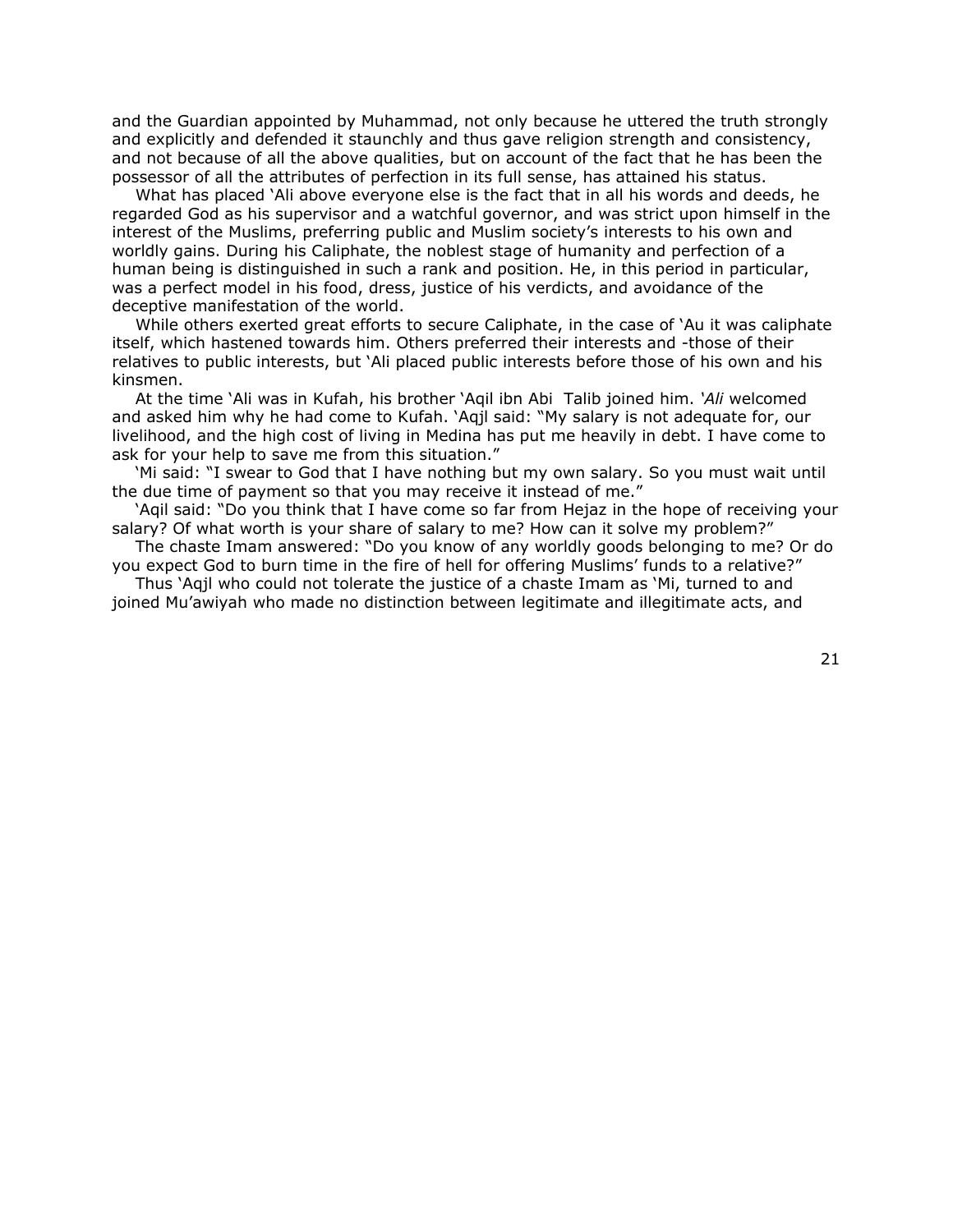and the Guardian appointed by Muhammad, not only because he uttered the truth strongly and explicitly and defended it staunchly and thus gave religion strength and consistency, and not because of all the above qualities, but on account of the fact that he has been the possessor of all the attributes of perfection in its full sense, has attained his status.

What has placed 'Ali above everyone else is the fact that in all his words and deeds, he regarded God as his supervisor and a watchful governor, and was strict upon himself in the interest of the Muslims, preferring public and Muslim society's interests to his own and worldly gains. During his Caliphate, the noblest stage of humanity and perfection of a human being is distinguished in such a rank and position. He, in this period in particular, was a perfect model in his food, dress, justice of his verdicts, and avoidance of the deceptive manifestation of the world.

While others exerted great efforts to secure Caliphate, in the case of 'Au it was caliphate itself, which hastened towards him. Others preferred their interests and -those of their relatives to public interests, but 'Ali placed public interests before those of his own and his kinsmen.

At the time 'Ali was in Kufah, his brother 'Aqil ibn Abi Talib joined him. *'Ali* welcomed and asked him why he had come to Kufah. 'Aqjl said: "My salary is not adequate for, our livelihood, and the high cost of living in Medina has put me heavily in debt. I have come to ask for your help to save me from this situation."

'Mi said: "I swear to God that I have nothing but my own salary. So you must wait until the due time of payment so that you may receive it instead of me."

'Aqil said: "Do you think that I have come so far from Hejaz in the hope of receiving your salary? Of what worth is your share of salary to me? How can it solve my problem?"

The chaste Imam answered: "Do you know of any worldly goods belonging to me? Or do you expect God to burn time in the fire of hell for offering Muslims' funds to a relative?"

Thus 'Aqjl who could not tolerate the justice of a chaste Imam as 'Mi, turned to and joined Mu'awiyah who made no distinction between legitimate and illegitimate acts, and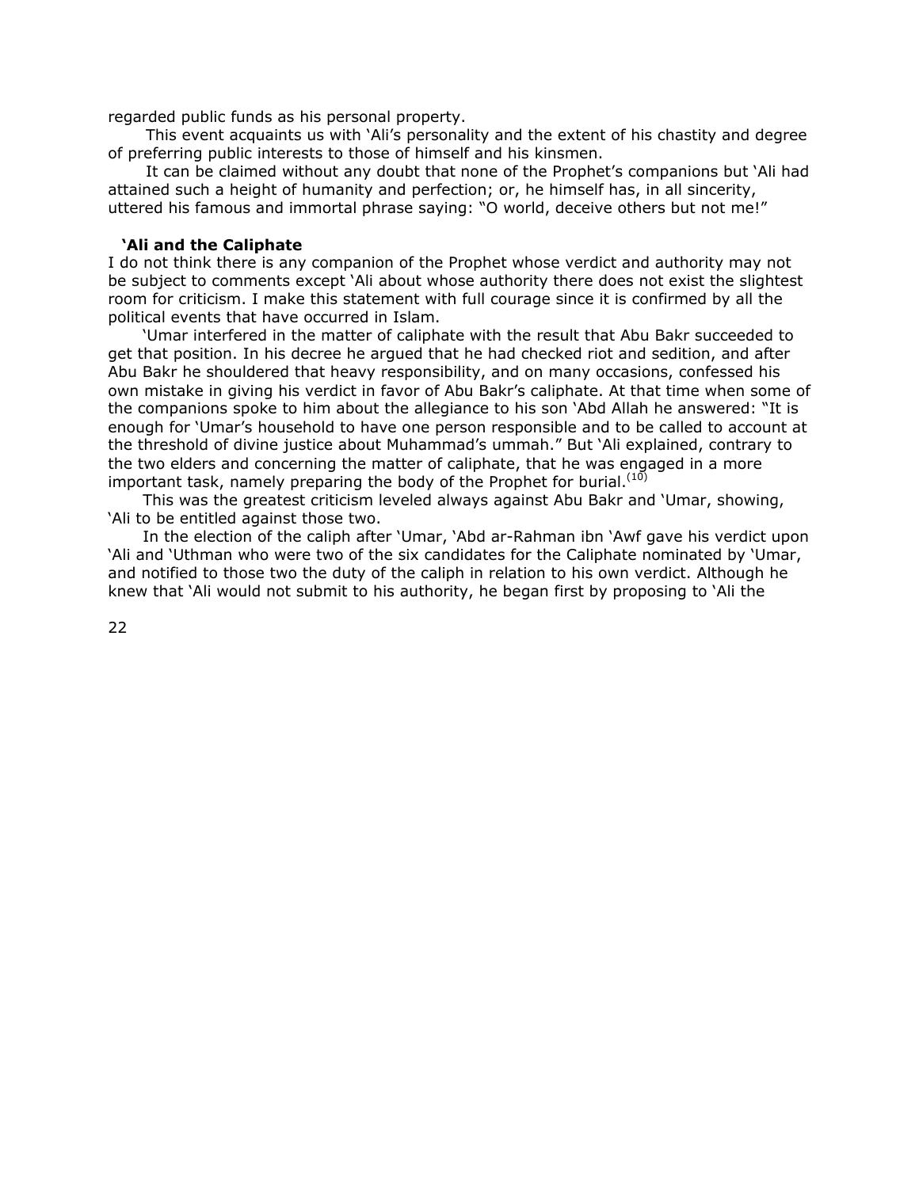regarded public funds as his personal property.

This event acquaints us with 'Ali's personality and the extent of his chastity and degree of preferring public interests to those of himself and his kinsmen.

It can be claimed without any doubt that none of the Prophet's companions but 'Ali had attained such a height of humanity and perfection; or, he himself has, in all sincerity, uttered his famous and immortal phrase saying: "O world, deceive others but not me!"

### 'Ali and the Caliphate

I do not think there is any companion of the Prophet whose verdict and authority may not be subject to comments except 'Ali about whose authority there does not exist the slightest room for criticism. I make this statement with full courage since it is confirmed by all the political events that have occurred in Islam.

'Umar interfered in the matter of caliphate with the result that Abu Bakr succeeded to get that position. In his decree he argued that he had checked riot and sedition, and after Abu Bakr he shouldered that heavy responsibility, and on many occasions, confessed his own mistake in giving his verdict in favor of Abu Bakr's caliphate. At that time when some of the companions spoke to him about the allegiance to his son 'Abd Allah he answered: "It is enough for 'Umar's household to have one person responsible and to be called to account at the threshold of divine justice about Muhammad's ummah." But 'Ali explained, contrary to the two elders and concerning the matter of caliphate, that he was engaged in a more important task, namely preparing the body of the Prophet for burial.[10]

This was the greatest criticism leveled always against Abu Bakr and 'Umar, showing, 'Ali to be entitled against those two.

In the election of the caliph after 'Umar, 'Abd ar-Rahman ibn 'Awf gave his verdict upon 'Ali and 'Uthman who were two of the six candidates for the Caliphate nominated by 'Umar, and notified to those two the duty of the caliph in relation to his own verdict. Although he knew that 'Ali would not submit to his authority, he began first by proposing to 'Ali the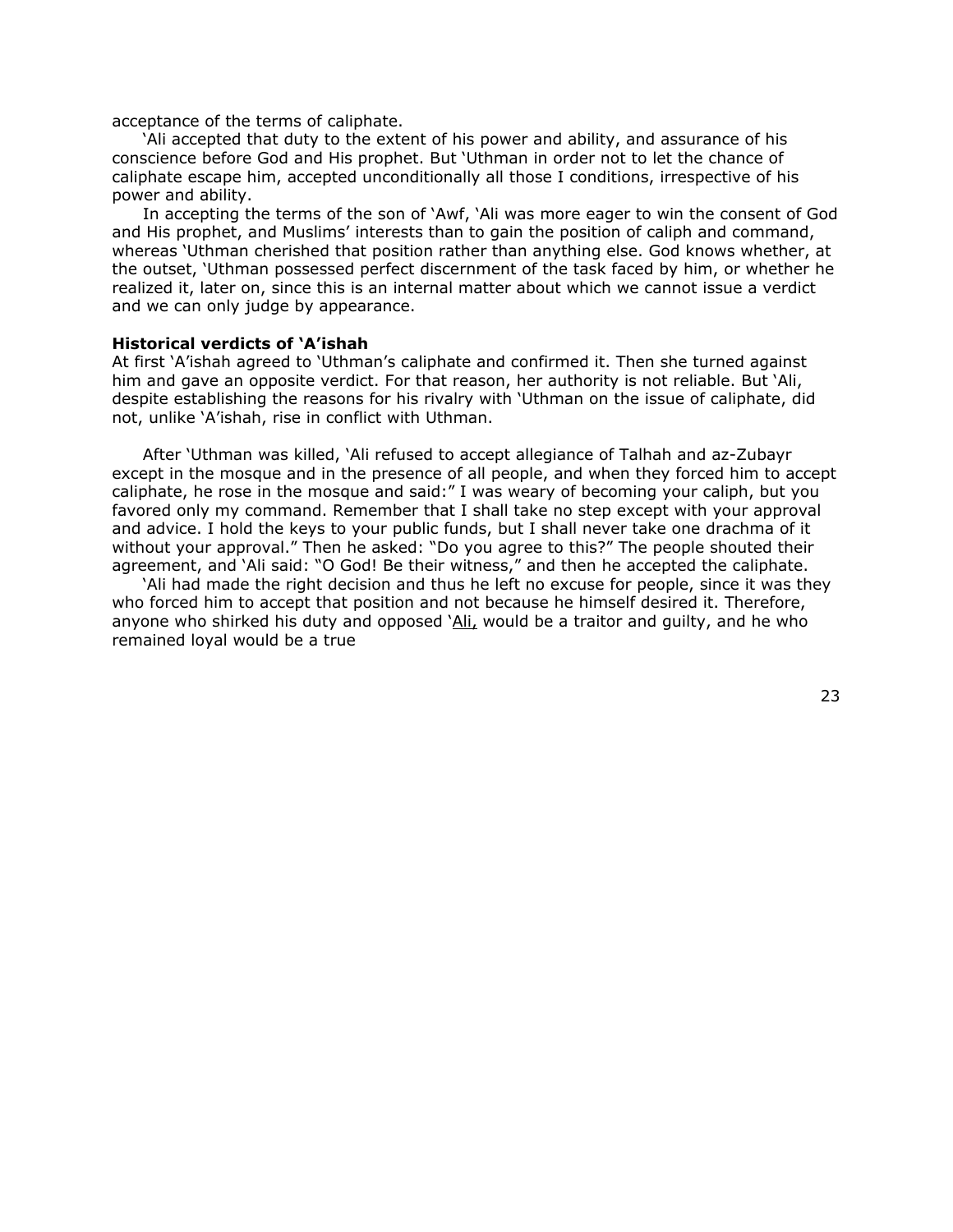acceptance of the terms of caliphate.

'Ali accepted that duty to the extent of his power and ability, and assurance of his conscience before God and His prophet. But 'Uthman in order not to let the chance of caliphate escape him, accepted unconditionally all those I conditions, irrespective of his power and ability.

In accepting the terms of the son of 'Awf, 'Ali was more eager to win the consent of God and His prophet, and Muslims' interests than to gain the position of caliph and command, whereas 'Uthman cherished that position rather than anything else. God knows whether, at the outset, 'Uthman possessed perfect discernment of the task faced by him, or whether he realized it, later on, since this is an internal matter about which we cannot issue a verdict and we can only judge by appearance.

**Historical verdicts of 'A'ishah**

At first 'A'ishah agreed to 'Uthman's caliphate and confirmed it. Then she turned against him and gave an opposite verdict. For that reason, her authority is not reliable. But 'Ali, despite establishing the reasons for his rivalry with 'Uthman on the issue of caliphate, did not, unlike 'A'ishah, rise in conflict with Uthman.

After 'Uthman was killed, 'Ali refused to accept allegiance of Talhah and az-Zubayr except in the mosque and in the presence of all people, and when they forced him to accept caliphate, he rose in the mosque and said:" I was weary of becoming your caliph, but you favored only my command. Remember that I shall take no step except with your approval and advice. I hold the keys to your public funds, but I shall never take one drachma of it without your approval." Then he asked: "Do you agree to this?" The people shouted their agreement, and 'Ali said: "O God! Be their witness," and then he accepted the caliphate.

'Ali had made the right decision and thus he left no excuse for people, since it was they who forced him to accept that position and not because he himself desired it. Therefore, anyone who shirked his duty and opposed 'Ali, would be a traitor and guilty, and he who remained loyal would be a true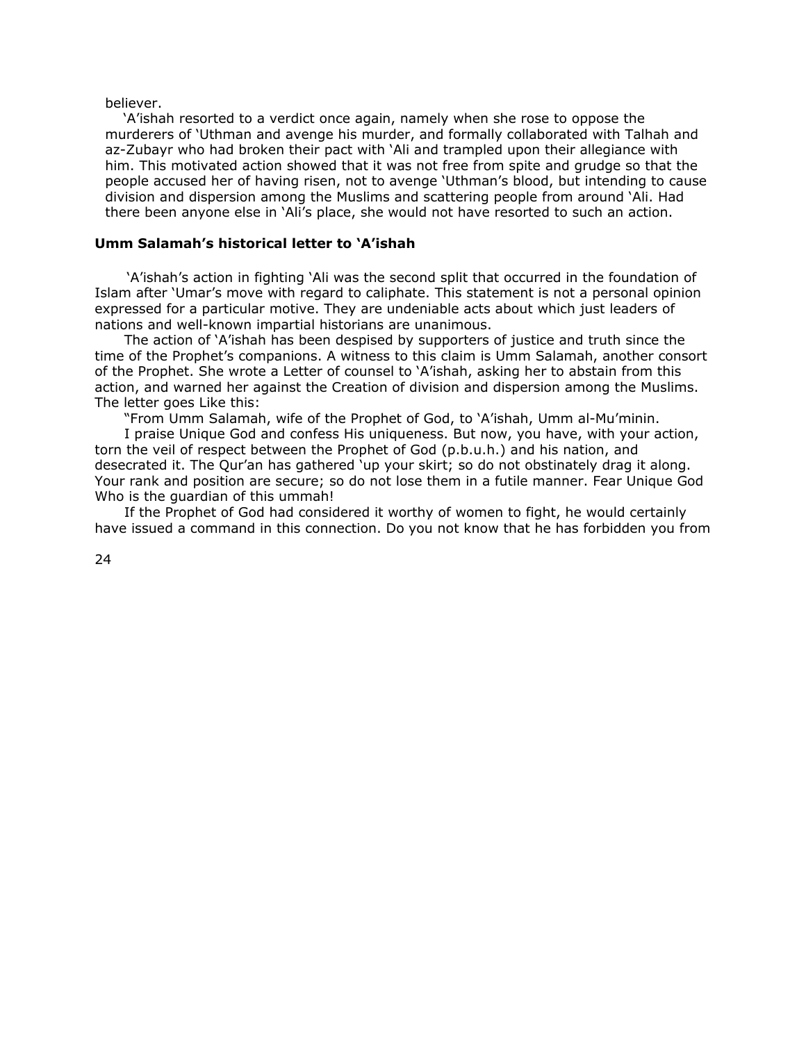believer.

'A'ishah resorted to a verdict once again, namely when she rose to oppose the murderers of 'Uthman and avenge his murder, and formally collaborated with Talhah and az-Zubayr who had broken their pact with 'Ali and trampled upon their allegiance with him. This motivated action showed that it was not free from spite and grudge so that the people accused her of having risen, not to avenge 'Uthman's blood, but intending to cause division and dispersion among the Muslims and scattering people from around 'Ali. Had there been anyone else in 'Ali's place, she would not have resorted to such an action.

### Umm Salamah's historical letter to 'A'ishah

'A'ishah's action in fighting 'Ali was the second split that occurred in the foundation of Islam after 'Umar's move with regard to caliphate. This statement is not a personal opinion expressed for a particular motive. They are undeniable acts about which just leaders of nations and well-known impartial historians are unanimous.

The action of 'A'ishah has been despised by supporters of justice and truth since the time of the Prophet's companions. A witness to this claim is Umm Salamah, another consort of the Prophet. She wrote a Letter of counsel to 'A'ishah, asking her to abstain from this action, and warned her against the Creation of division and dispersion among the Muslims. The letter goes Like this:

"From Umm Salamah, wife of the Prophet of God, to 'A'ishah, Umm al-Mu'minin.

I praise Unique God and confess His uniqueness. But now, you have, with your action, torn the veil of respect between the Prophet of God (p.b.u.h.) and his nation, and desecrated it. The Qur'an has gathered 'up your skirt; so do not obstinately drag it along. Your rank and position are secure; so do not lose them in a futile manner. Fear Unique God Who is the guardian of this ummah!

If the Prophet of God had considered it worthy of women to fight, he would certainly have issued a command in this connection. Do you not know that he has forbidden you from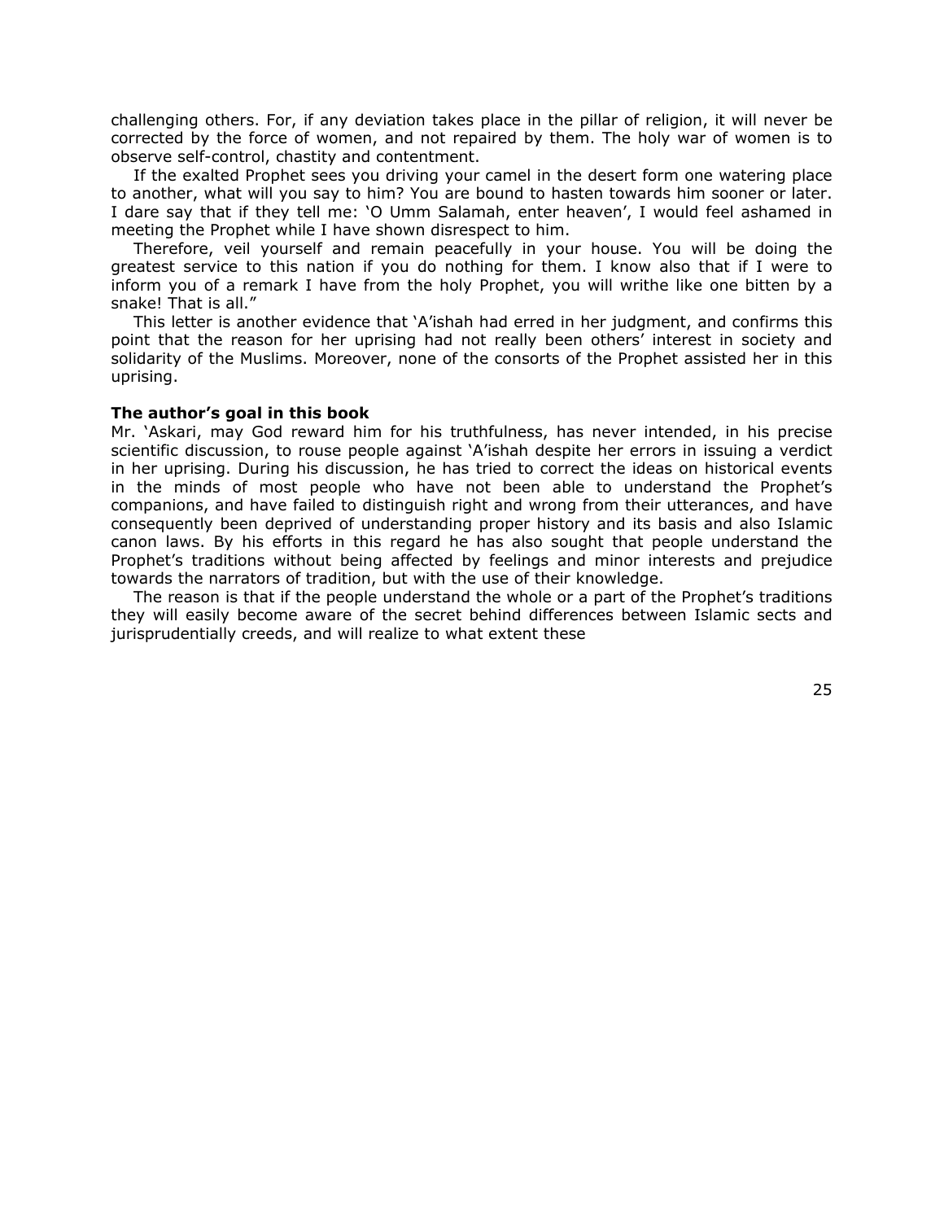challenging others. For, if any deviation takes place in the pillar of religion, it will never be corrected by the force of women, and not repaired by them. The holy war of women is to observe self-control, chastity and contentment.

If the exalted Prophet sees you driving your camel in the desert form one watering place to another, what will you say to him? You are bound to hasten towards him sooner or later. I dare say that if they tell me: 'O Umm Salamah, enter heaven', I would feel ashamed in meeting the Prophet while I have shown disrespect to him.

Therefore, veil yourself and remain peacefully in your house. You will be doing the greatest service to this nation if you do nothing for them. I know also that if I were to inform you of a remark I have from the holy Prophet, you will writhe like one bitten by a snake! That is all."

This letter is another evidence that 'A'ishah had erred in her judgment, and confirms this point that the reason for her uprising had not really been others' interest in society and solidarity of the Muslims. Moreover, none of the consorts of the Prophet assisted her in this uprising.

**The author's goal in this book**

Mr. 'Askari, may God reward him for his truthfulness, has never intended, in his precise scientific discussion, to rouse people against 'A'ishah despite her errors in issuing a verdict in her uprising. During his discussion, he has tried to correct the ideas on historical events in the minds of most people who have not been able to understand the Prophet's companions, and have failed to distinguish right and wrong from their utterances, and have consequently been deprived of understanding proper history and its basis and also Islamic canon laws. By his efforts in this regard he has also sought that people understand the Prophet's traditions without being affected by feelings and minor interests and prejudice towards the narrators of tradition, but with the use of their knowledge.

The reason is that if the people understand the whole or a part of the Prophet's traditions they will easily become aware of the secret behind differences between Islamic sects and jurisprudentially creeds, and will realize to what extent these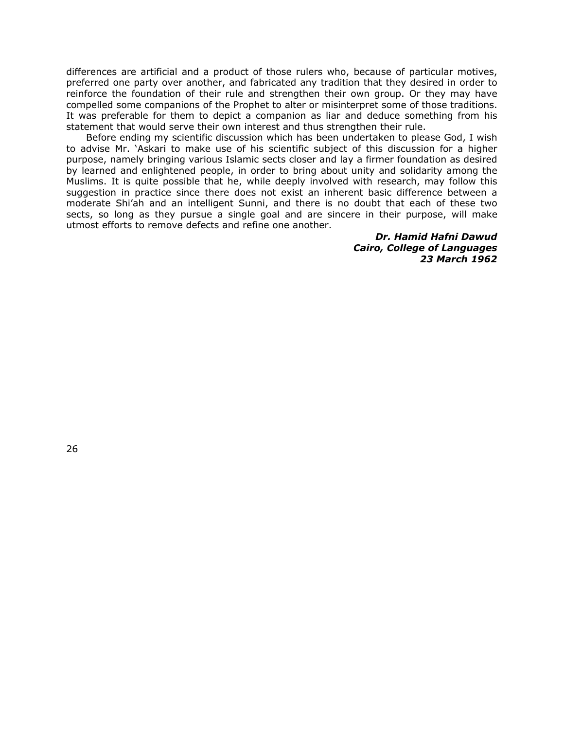differences are artificial and a product of those rulers who, because of particular motives, preferred one party over another, and fabricated any tradition that they desired in order to reinforce the foundation of their rule and strengthen their own group. Or they may have compelled some companions of the Prophet to alter or misinterpret some of those traditions. It was preferable for them to depict a companion as liar and deduce something from his statement that would serve their own interest and thus strengthen their rule.

Before ending my scientific discussion which has been undertaken to please God, I wish to advise Mr. 'Askari to make use of his scientific subject of this discussion for a higher purpose, namely bringing various Islamic sects closer and lay a firmer foundation as desired by learned and enlightened people, in order to bring about unity and solidarity among the Muslims. It is quite possible that he, while deeply involved with research, may follow this suggestion in practice since there does not exist an inherent basic difference between a moderate Shi'ah and an intelligent Sunni, and there is no doubt that each of these two sects, so long as they pursue a single goal and are sincere in their purpose, will make utmost efforts to remove defects and refine one another.

***Dr. Hamid Hafni Dawud***
***Cairo, College of Languages***
***23 March 1962***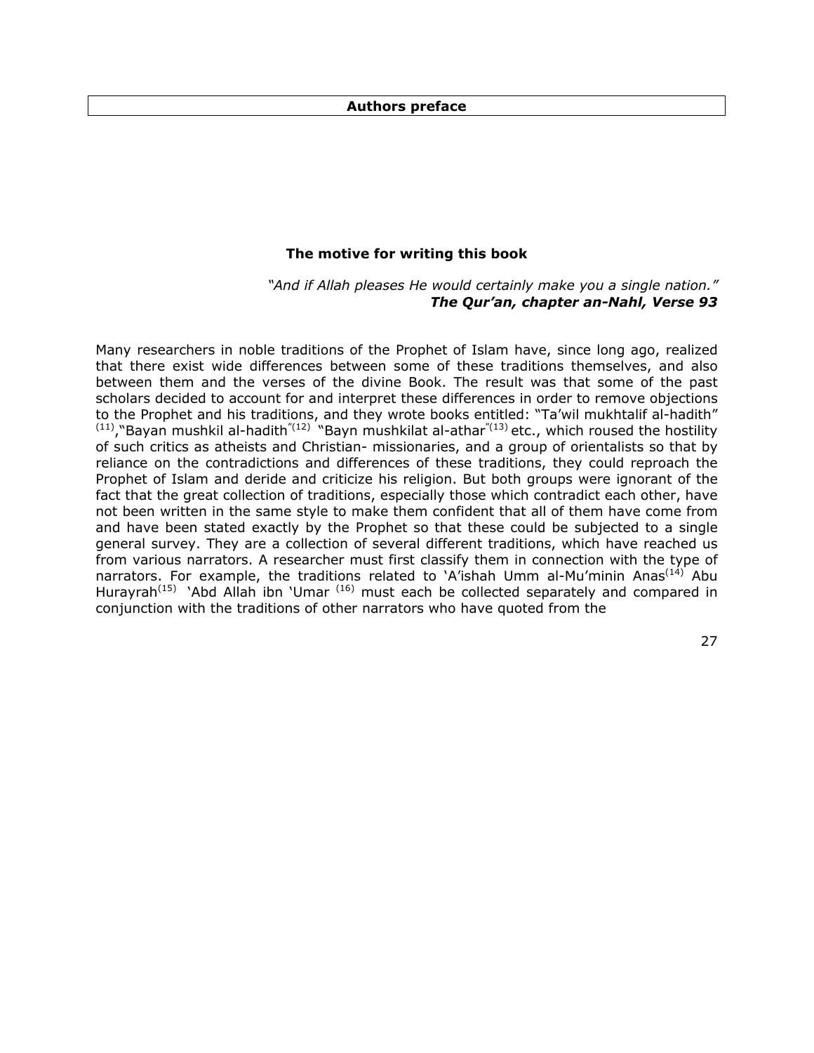## Authors preface

### The motive for writing this book

*"And if Allah pleases He would certainly make you a single nation."*
***The Qur'an, chapter an-Nahl, Verse 93***

Many researchers in noble traditions of the Prophet of Islam have, since long ago, realized that there exist wide differences between some of these traditions themselves, and also between them and the verses of the divine Book. The result was that some of the past scholars decided to account for and interpret these differences in order to remove objections to the Prophet and his traditions, and they wrote books entitled: "Ta'wil mukhtalif al-hadith" [11], "Bayan mushkil al-hadith" [12] "Bayn mushkilat al-athar" [13] etc., which roused the hostility of such critics as atheists and Christian- missionaries, and a group of orientalists so that by reliance on the contradictions and differences of these traditions, they could reproach the Prophet of Islam and deride and criticize his religion. But both groups were ignorant of the fact that the great collection of traditions, especially those which contradict each other, have not been written in the same style to make them confident that all of them have come from and have been stated exactly by the Prophet so that these could be subjected to a single general survey. They are a collection of several different traditions, which have reached us from various narrators. A researcher must first classify them in connection with the type of narrators. For example, the traditions related to 'A'ishah Umm al-Mu'minin Anas[14] Abu Hurayrah[15] 'Abd Allah ibn 'Umar [16] must each be collected separately and compared in conjunction with the traditions of other narrators who have quoted from the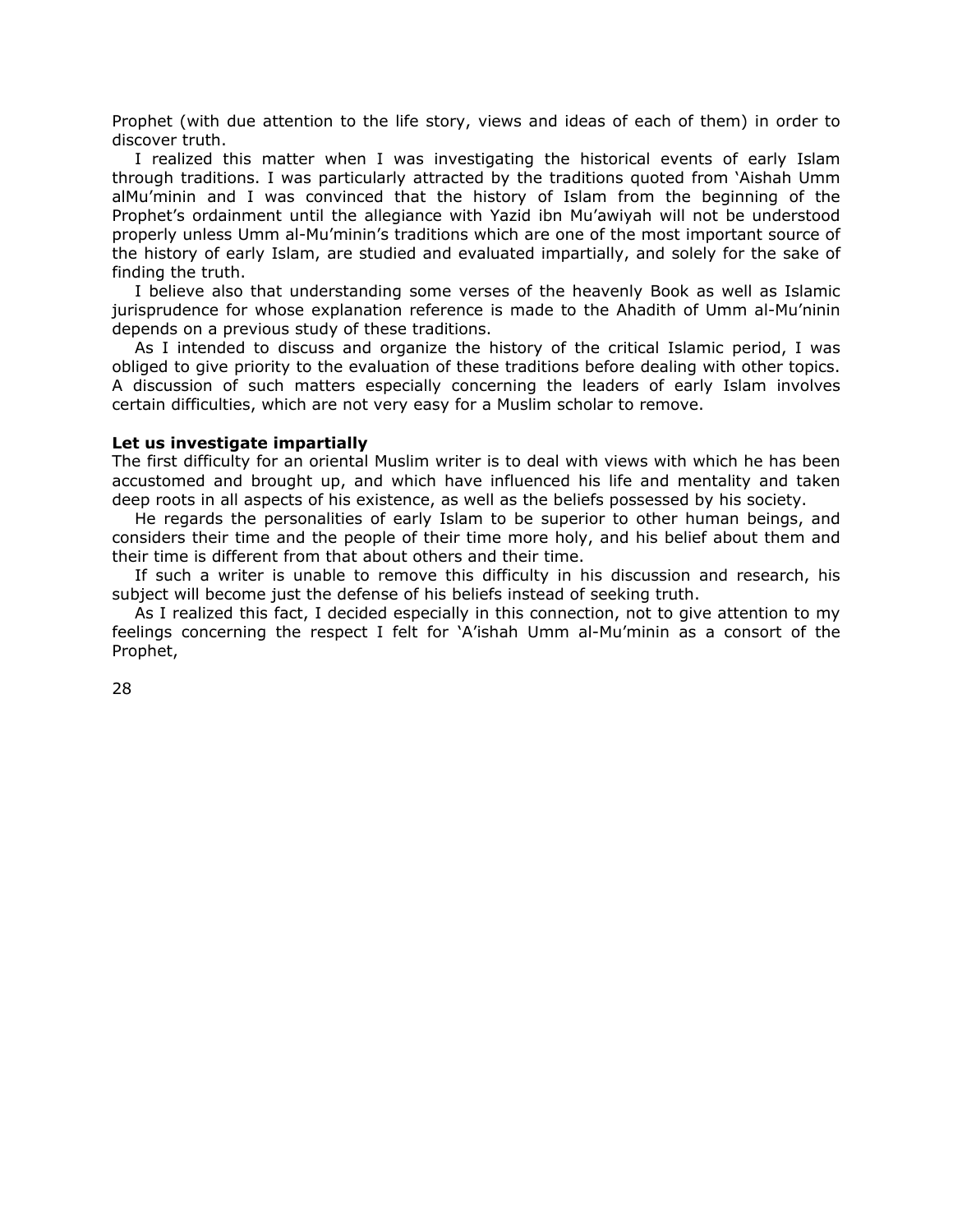Prophet (with due attention to the life story, views and ideas of each of them) in order to discover truth.

I realized this matter when I was investigating the historical events of early Islam through traditions. I was particularly attracted by the traditions quoted from ‘Aishah Umm alMu’minin and I was convinced that the history of Islam from the beginning of the Prophet’s ordainment until the allegiance with Yazid ibn Mu’awiyah will not be understood properly unless Umm al-Mu’minin’s traditions which are one of the most important source of the history of early Islam, are studied and evaluated impartially, and solely for the sake of finding the truth.

I believe also that understanding some verses of the heavenly Book as well as Islamic jurisprudence for whose explanation reference is made to the Ahadith of Umm al-Mu’ninin depends on a previous study of these traditions.

As I intended to discuss and organize the history of the critical Islamic period, I was obliged to give priority to the evaluation of these traditions before dealing with other topics. A discussion of such matters especially concerning the leaders of early Islam involves certain difficulties, which are not very easy for a Muslim scholar to remove.

**Let us investigate impartially**

The first difficulty for an oriental Muslim writer is to deal with views with which he has been accustomed and brought up, and which have influenced his life and mentality and taken deep roots in all aspects of his existence, as well as the beliefs possessed by his society.

He regards the personalities of early Islam to be superior to other human beings, and considers their time and the people of their time more holy, and his belief about them and their time is different from that about others and their time.

If such a writer is unable to remove this difficulty in his discussion and research, his subject will become just the defense of his beliefs instead of seeking truth.

As I realized this fact, I decided especially in this connection, not to give attention to my feelings concerning the respect I felt for ‘A’ishah Umm al-Mu’minin as a consort of the Prophet,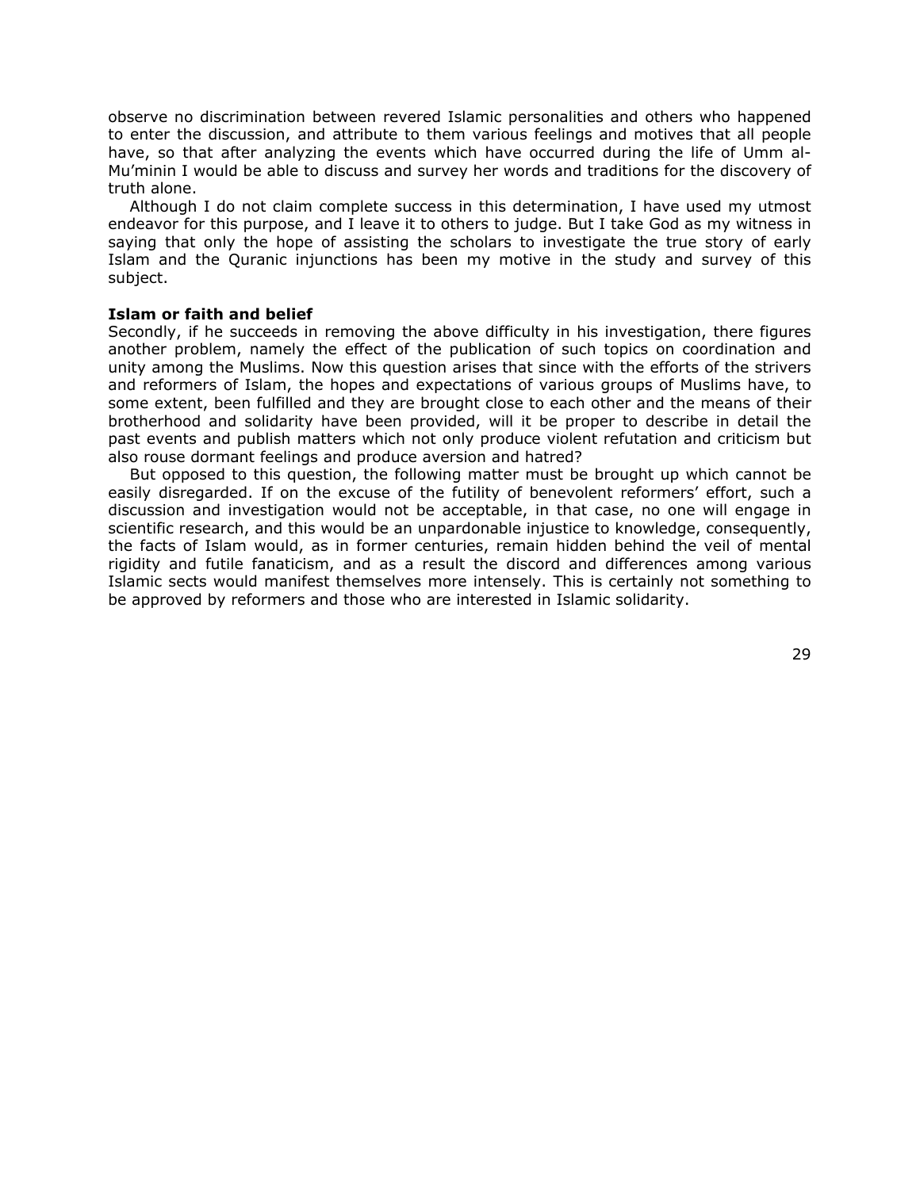observe no discrimination between revered Islamic personalities and others who happened to enter the discussion, and attribute to them various feelings and motives that all people have, so that after analyzing the events which have occurred during the life of Umm al-Mu'minin I would be able to discuss and survey her words and traditions for the discovery of truth alone.

Although I do not claim complete success in this determination, I have used my utmost endeavor for this purpose, and I leave it to others to judge. But I take God as my witness in saying that only the hope of assisting the scholars to investigate the true story of early Islam and the Quranic injunctions has been my motive in the study and survey of this subject.

**Islam or faith and belief**

Secondly, if he succeeds in removing the above difficulty in his investigation, there figures another problem, namely the effect of the publication of such topics on coordination and unity among the Muslims. Now this question arises that since with the efforts of the strivers and reformers of Islam, the hopes and expectations of various groups of Muslims have, to some extent, been fulfilled and they are brought close to each other and the means of their brotherhood and solidarity have been provided, will it be proper to describe in detail the past events and publish matters which not only produce violent refutation and criticism but also rouse dormant feelings and produce aversion and hatred?

But opposed to this question, the following matter must be brought up which cannot be easily disregarded. If on the excuse of the futility of benevolent reformers' effort, such a discussion and investigation would not be acceptable, in that case, no one will engage in scientific research, and this would be an unpardonable injustice to knowledge, consequently, the facts of Islam would, as in former centuries, remain hidden behind the veil of mental rigidity and futile fanaticism, and as a result the discord and differences among various Islamic sects would manifest themselves more intensely. This is certainly not something to be approved by reformers and those who are interested in Islamic solidarity.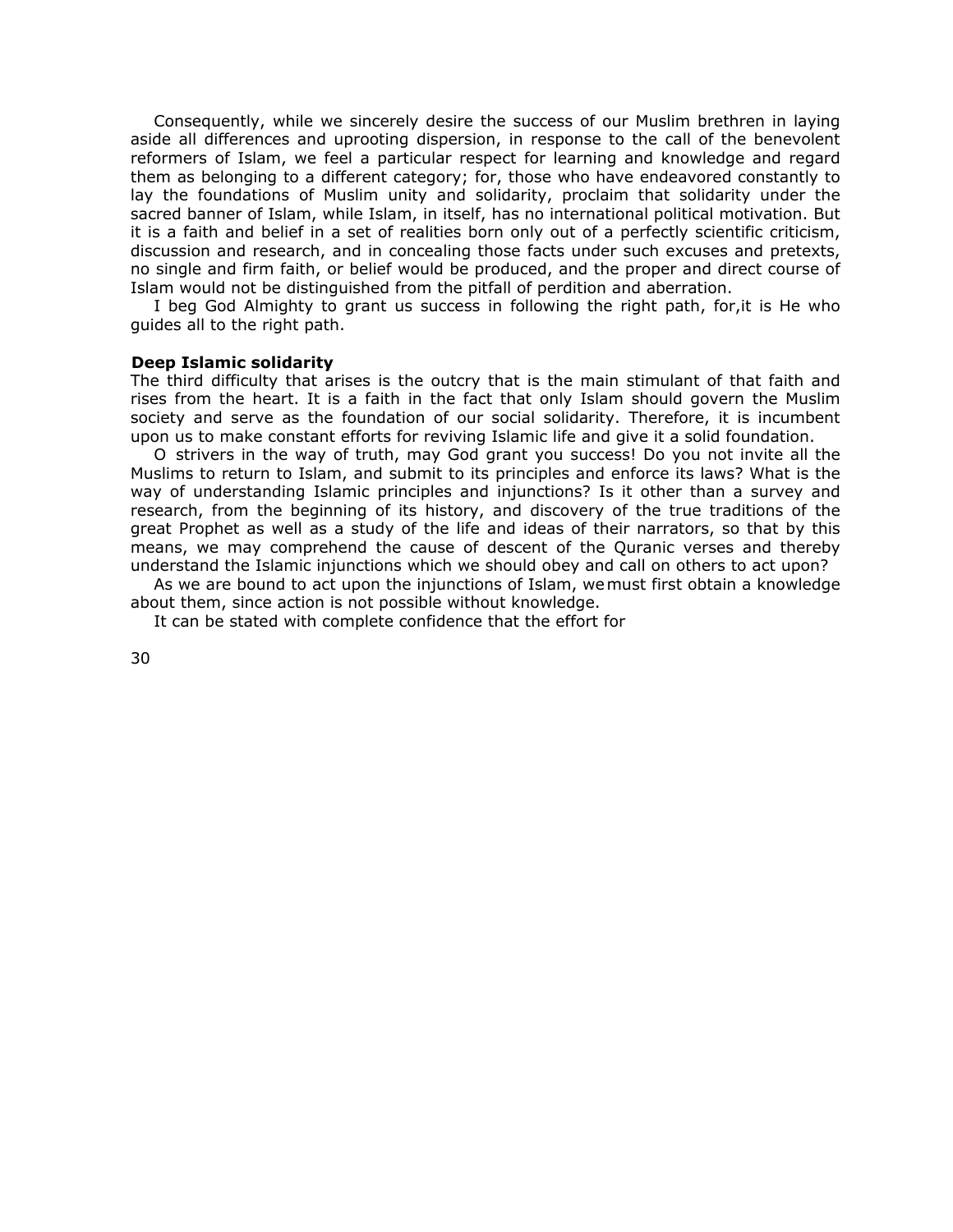Consequently, while we sincerely desire the success of our Muslim brethren in laying aside all differences and uprooting dispersion, in response to the call of the benevolent reformers of Islam, we feel a particular respect for learning and knowledge and regard them as belonging to a different category; for, those who have endeavored constantly to lay the foundations of Muslim unity and solidarity, proclaim that solidarity under the sacred banner of Islam, while Islam, in itself, has no international political motivation. But it is a faith and belief in a set of realities born only out of a perfectly scientific criticism, discussion and research, and in concealing those facts under such excuses and pretexts, no single and firm faith, or belief would be produced, and the proper and direct course of Islam would not be distinguished from the pitfall of perdition and aberration.

I beg God Almighty to grant us success in following the right path, for,it is He who guides all to the right path.

**Deep Islamic solidarity**

The third difficulty that arises is the outcry that is the main stimulant of that faith and rises from the heart. It is a faith in the fact that only Islam should govern the Muslim society and serve as the foundation of our social solidarity. Therefore, it is incumbent upon us to make constant efforts for reviving Islamic life and give it a solid foundation.

O strivers in the way of truth, may God grant you success! Do you not invite all the Muslims to return to Islam, and submit to its principles and enforce its laws? What is the way of understanding Islamic principles and injunctions? Is it other than a survey and research, from the beginning of its history, and discovery of the true traditions of the great Prophet as well as a study of the life and ideas of their narrators, so that by this means, we may comprehend the cause of descent of the Quranic verses and thereby understand the Islamic injunctions which we should obey and call on others to act upon?

As we are bound to act upon the injunctions of Islam, we must first obtain a knowledge about them, since action is not possible without knowledge.

It can be stated with complete confidence that the effort for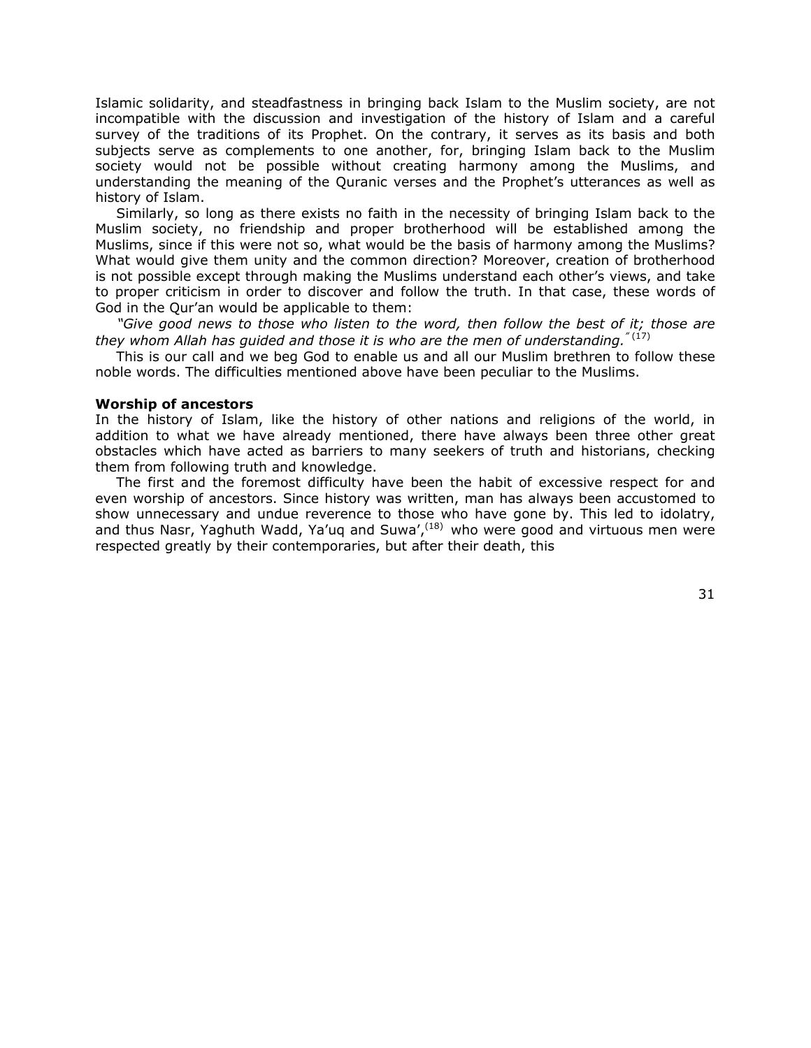Islamic solidarity, and steadfastness in bringing back Islam to the Muslim society, are not incompatible with the discussion and investigation of the history of Islam and a careful survey of the traditions of its Prophet. On the contrary, it serves as its basis and both subjects serve as complements to one another, for, bringing Islam back to the Muslim society would not be possible without creating harmony among the Muslims, and understanding the meaning of the Quranic verses and the Prophet's utterances as well as history of Islam.

Similarly, so long as there exists no faith in the necessity of bringing Islam back to the Muslim society, no friendship and proper brotherhood will be established among the Muslims, since if this were not so, what would be the basis of harmony among the Muslims? What would give them unity and the common direction? Moreover, creation of brotherhood is not possible except through making the Muslims understand each other's views, and take to proper criticism in order to discover and follow the truth. In that case, these words of God in the Qur'an would be applicable to them:

*"Give good news to those who listen to the word, then follow the best of it; those are they whom Allah has guided and those it is who are the men of understanding."* (17)

This is our call and we beg God to enable us and all our Muslim brethren to follow these noble words. The difficulties mentioned above have been peculiar to the Muslims.

**Worship of ancestors**

In the history of Islam, like the history of other nations and religions of the world, in addition to what we have already mentioned, there have always been three other great obstacles which have acted as barriers to many seekers of truth and historians, checking them from following truth and knowledge.

The first and the foremost difficulty have been the habit of excessive respect for and even worship of ancestors. Since history was written, man has always been accustomed to show unnecessary and undue reverence to those who have gone by. This led to idolatry, and thus Nasr, Yaghuth Wadd, Ya'uq and Suwa',(18) who were good and virtuous men were respected greatly by their contemporaries, but after their death, this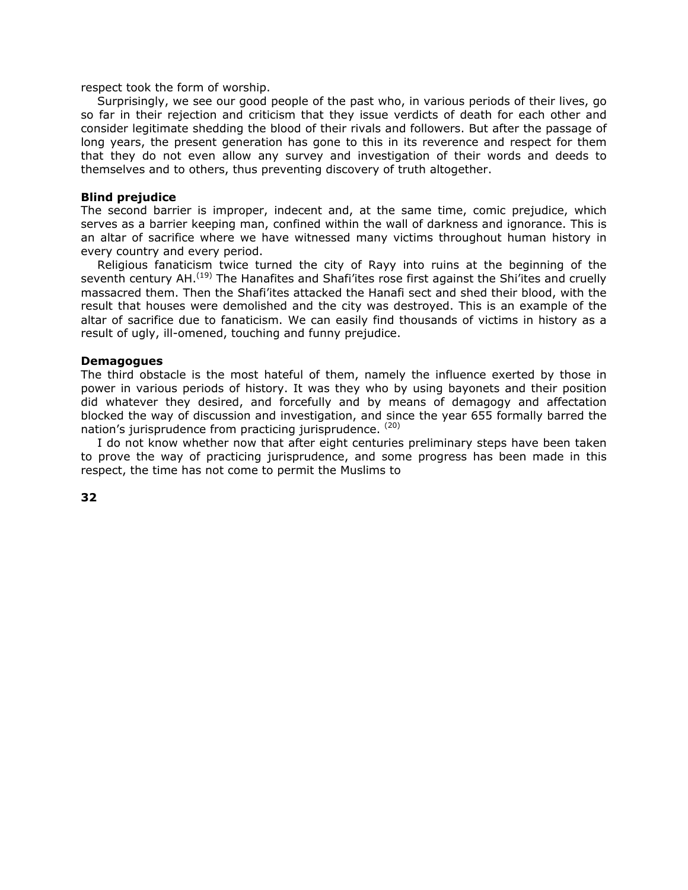respect took the form of worship.

Surprisingly, we see our good people of the past who, in various periods of their lives, go so far in their rejection and criticism that they issue verdicts of death for each other and consider legitimate shedding the blood of their rivals and followers. But after the passage of long years, the present generation has gone to this in its reverence and respect for them that they do not even allow any survey and investigation of their words and deeds to themselves and to others, thus preventing discovery of truth altogether.

**Blind prejudice**

The second barrier is improper, indecent and, at the same time, comic prejudice, which serves as a barrier keeping man, confined within the wall of darkness and ignorance. This is an altar of sacrifice where we have witnessed many victims throughout human history in every country and every period.

Religious fanaticism twice turned the city of Rayy into ruins at the beginning of the seventh century AH.[19] The Hanafites and Shafi'ites rose first against the Shi'ites and cruelly massacred them. Then the Shafi'ites attacked the Hanafi sect and shed their blood, with the result that houses were demolished and the city was destroyed. This is an example of the altar of sacrifice due to fanaticism. We can easily find thousands of victims in history as a result of ugly, ill-omened, touching and funny prejudice.

**Demagogues**

The third obstacle is the most hateful of them, namely the influence exerted by those in power in various periods of history. It was they who by using bayonets and their position did whatever they desired, and forcefully and by means of demagogy and affectation blocked the way of discussion and investigation, and since the year 655 formally barred the nation's jurisprudence from practicing jurisprudence. [20]

I do not know whether now that after eight centuries preliminary steps have been taken to prove the way of practicing jurisprudence, and some progress has been made in this respect, the time has not come to permit the Muslims to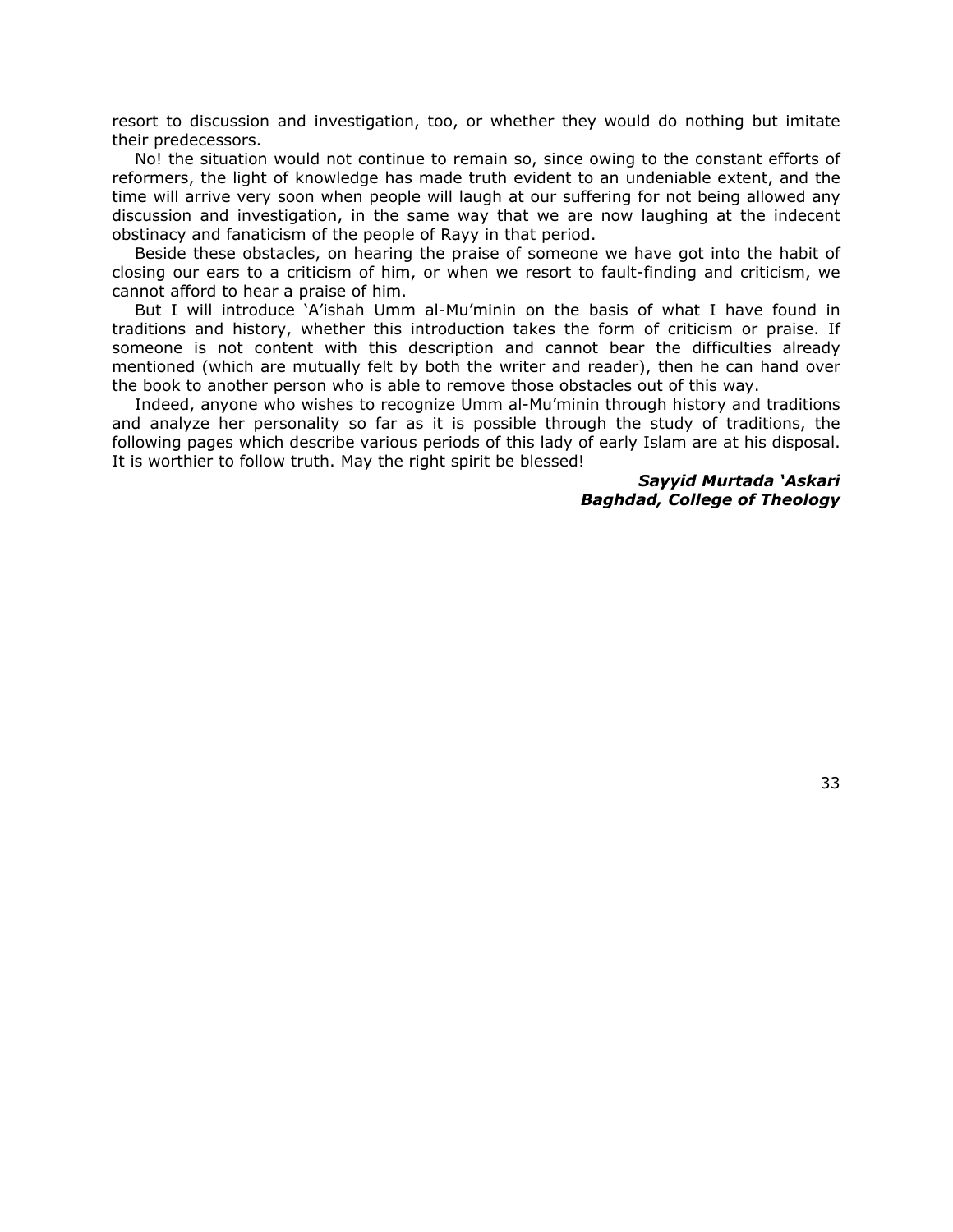resort to discussion and investigation, too, or whether they would do nothing but imitate their predecessors.

No! the situation would not continue to remain so, since owing to the constant efforts of reformers, the light of knowledge has made truth evident to an undeniable extent, and the time will arrive very soon when people will laugh at our suffering for not being allowed any discussion and investigation, in the same way that we are now laughing at the indecent obstinacy and fanaticism of the people of Rayy in that period.

Beside these obstacles, on hearing the praise of someone we have got into the habit of closing our ears to a criticism of him, or when we resort to fault-finding and criticism, we cannot afford to hear a praise of him.

But I will introduce ‘A’ishah Umm al-Mu’minin on the basis of what I have found in traditions and history, whether this introduction takes the form of criticism or praise. If someone is not content with this description and cannot bear the difficulties already mentioned (which are mutually felt by both the writer and reader), then he can hand over the book to another person who is able to remove those obstacles out of this way.

Indeed, anyone who wishes to recognize Umm al-Mu’minin through history and traditions and analyze her personality so far as it is possible through the study of traditions, the following pages which describe various periods of this lady of early Islam are at his disposal. It is worthier to follow truth. May the right spirit be blessed!

***Sayyid Murtada ‘Askari***
***Baghdad, College of Theology***